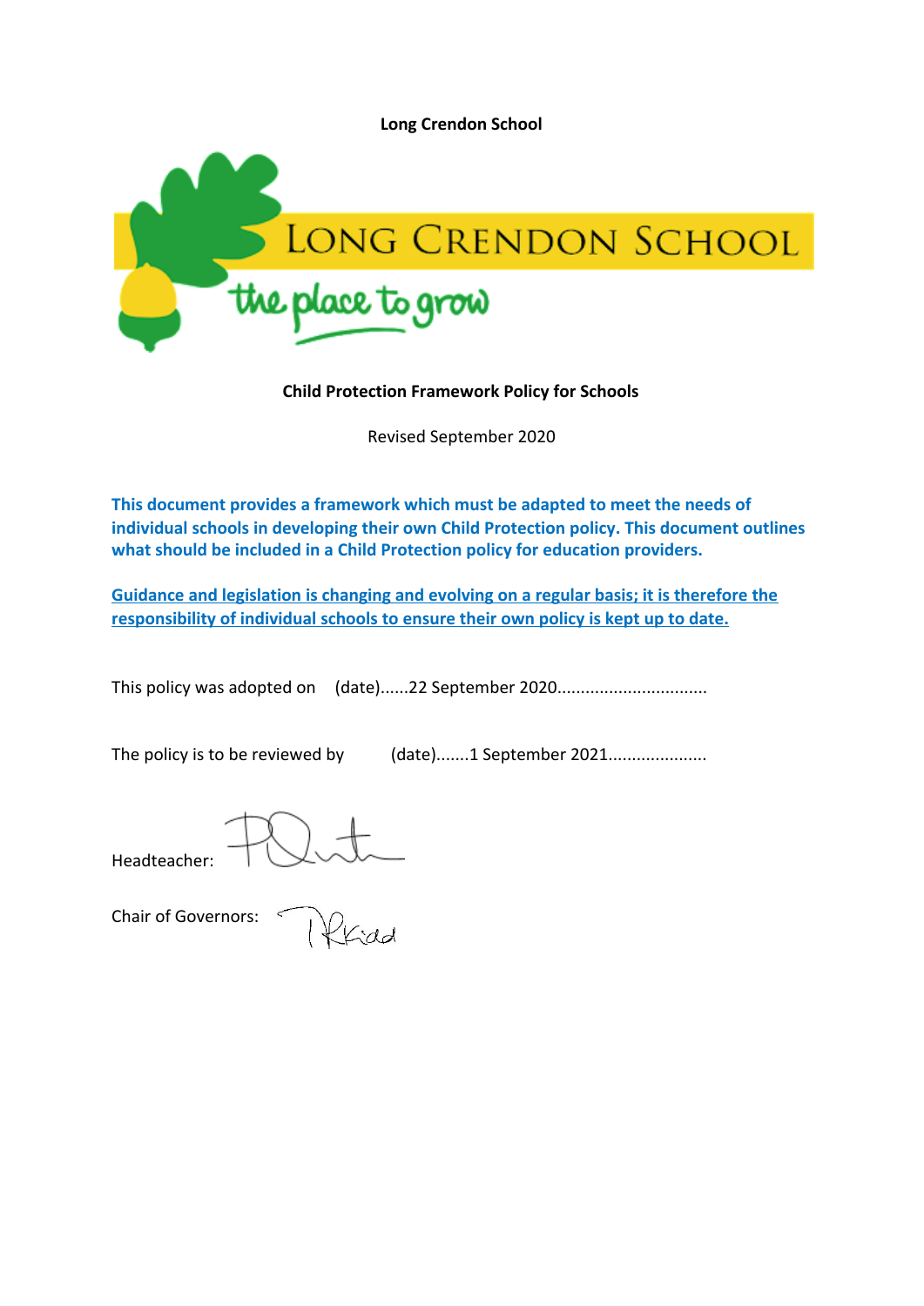**Long Crendon School**

**Child Protection Framework Policy for Schools**

Revised September 2020

**This document provides a framework which must be adapted to meet the needs of individual schools in developing their own Child Protection policy. This document outlines what should be included in a Child Protection policy for education providers.**

**Guidance and legislation is changing and evolving on a regular basis; it is therefore the responsibility of individual schools to ensure their own policy is kept up to date.**

This policy was adopted on (date)......22 September 2020...............................

The policy is to be reviewed by (date).......1 September 2021....................

Headteacher:

Chair of Governors: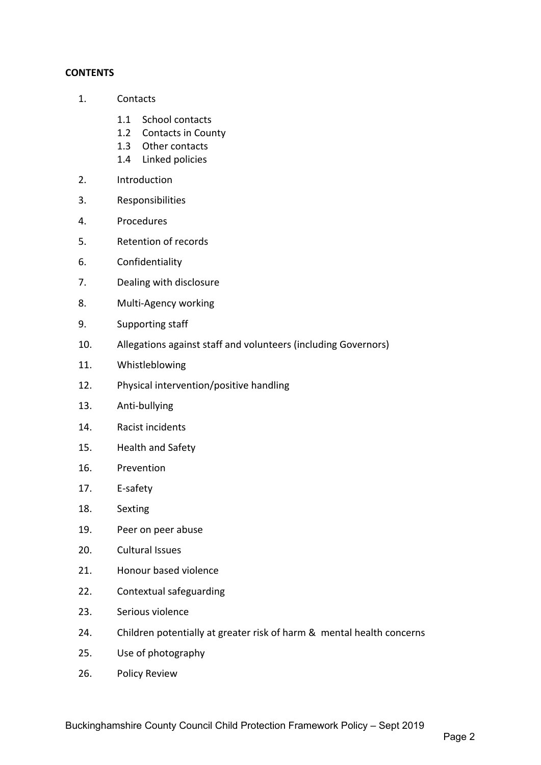**CONTENTS**

1. Contacts
    - 1.1 School contacts
    - 1.2 Contacts in County
    - 1.3 Other contacts
    - 1.4 Linked policies
2. Introduction
3. Responsibilities
4. Procedures
5. Retention of records
6. Confidentiality
7. Dealing with disclosure
8. Multi-Agency working
9. Supporting staff
10. Allegations against staff and volunteers (including Governors)
11. Whistleblowing
12. Physical intervention/positive handling
13. Anti-bullying
14. Racist incidents
15. Health and Safety
16. Prevention
17. E-safety
18. Sexting
19. Peer on peer abuse
20. Cultural Issues
21. Honour based violence
22. Contextual safeguarding
23. Serious violence
24. Children potentially at greater risk of harm & mental health concerns
25. Use of photography
26. Policy Review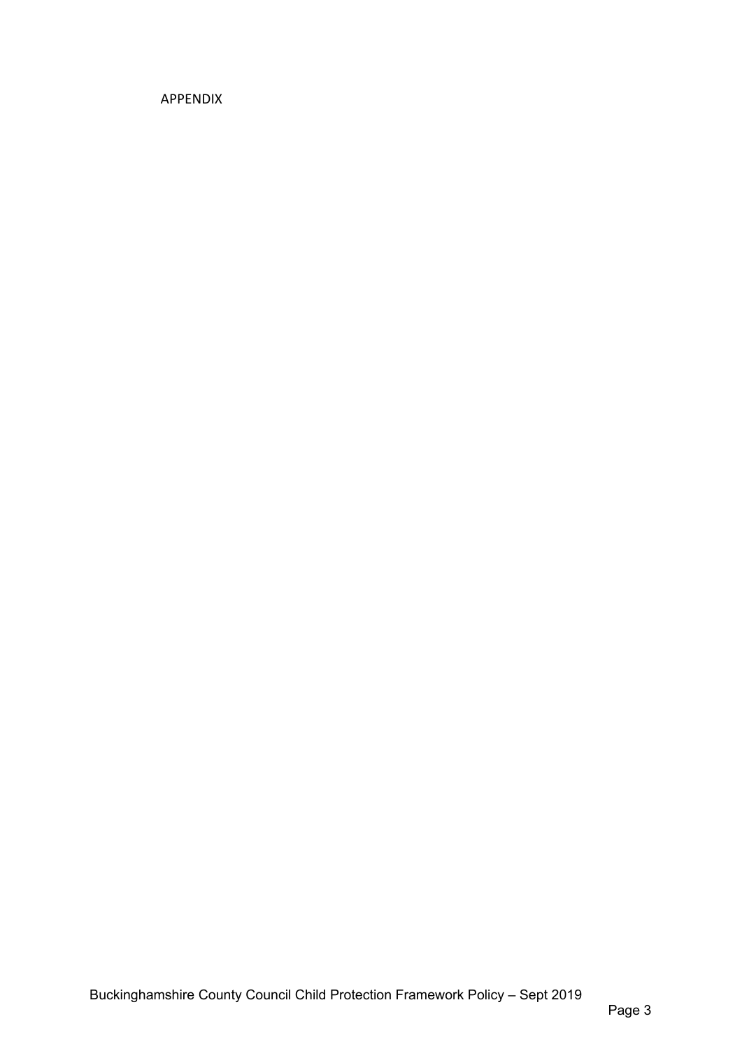APPENDIX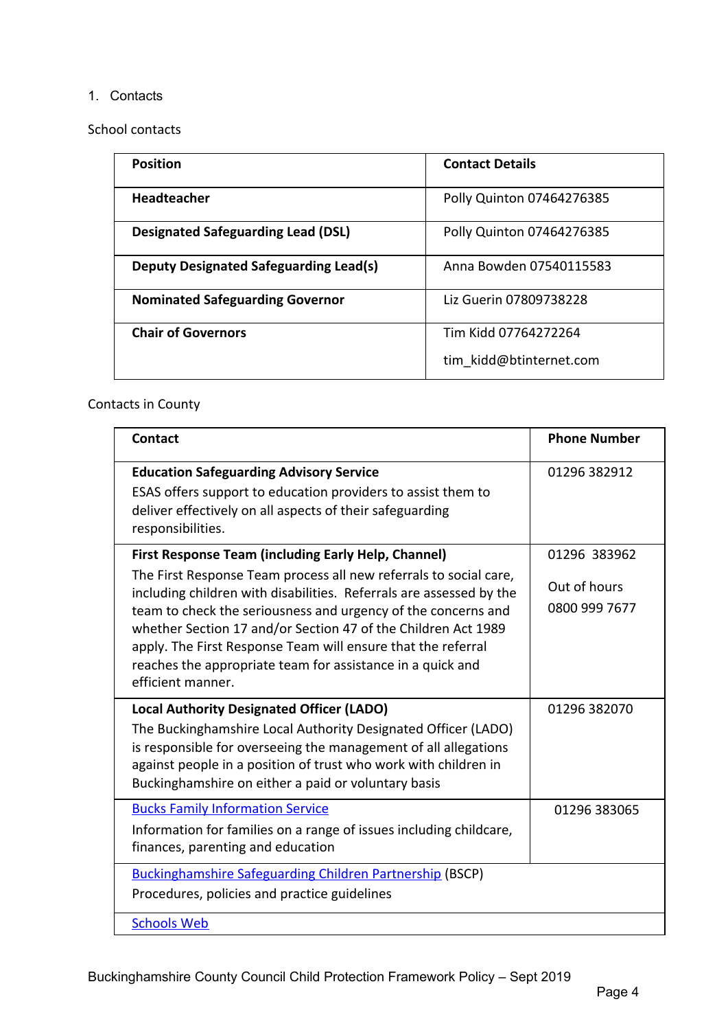1. Contacts

School contacts

| Position | Contact Details |
| --- | --- |
| **Headteacher** | Polly Quinton 07464276385 |
| **Designated Safeguarding Lead (DSL)** | Polly Quinton 07464276385 |
| **Deputy Designated Safeguarding Lead(s)** | Anna Bowden 07540115583 |
| **Nominated Safeguarding Governor** | Liz Guerin 07809738228 |
| **Chair of Governors** | Tim Kidd 07764272264<br>tim_kidd@btinternet.com |

Contacts in County

| Contact | Phone Number |
| --- | --- |
| **Education Safeguarding Advisory Service**<br>ESAS offers support to education providers to assist them to deliver effectively on all aspects of their safeguarding responsibilities. | 01296 382912 |
| **First Response Team (including Early Help, Channel)**<br>The First Response Team process all new referrals to social care, including children with disabilities. Referrals are assessed by the team to check the seriousness and urgency of the concerns and whether Section 17 and/or Section 47 of the Children Act 1989 apply. The First Response Team will ensure that the referral reaches the appropriate team for assistance in a quick and efficient manner. | 01296 383962<br>Out of hours<br>0800 999 7677 |
| **Local Authority Designated Officer (LADO)**<br>The Buckinghamshire Local Authority Designated Officer (LADO) is responsible for overseeing the management of all allegations against people in a position of trust who work with children in Buckinghamshire on either a paid or voluntary basis | 01296 382070 |
| Bucks Family Information Service<br>Information for families on a range of issues including childcare, finances, parenting and education | 01296 383065 |
| Buckinghamshire Safeguarding Children Partnership (BSCP)<br>Procedures, policies and practice guidelines | |
| Schools Web | |

Buckinghamshire County Council Child Protection Framework Policy – Sept 2019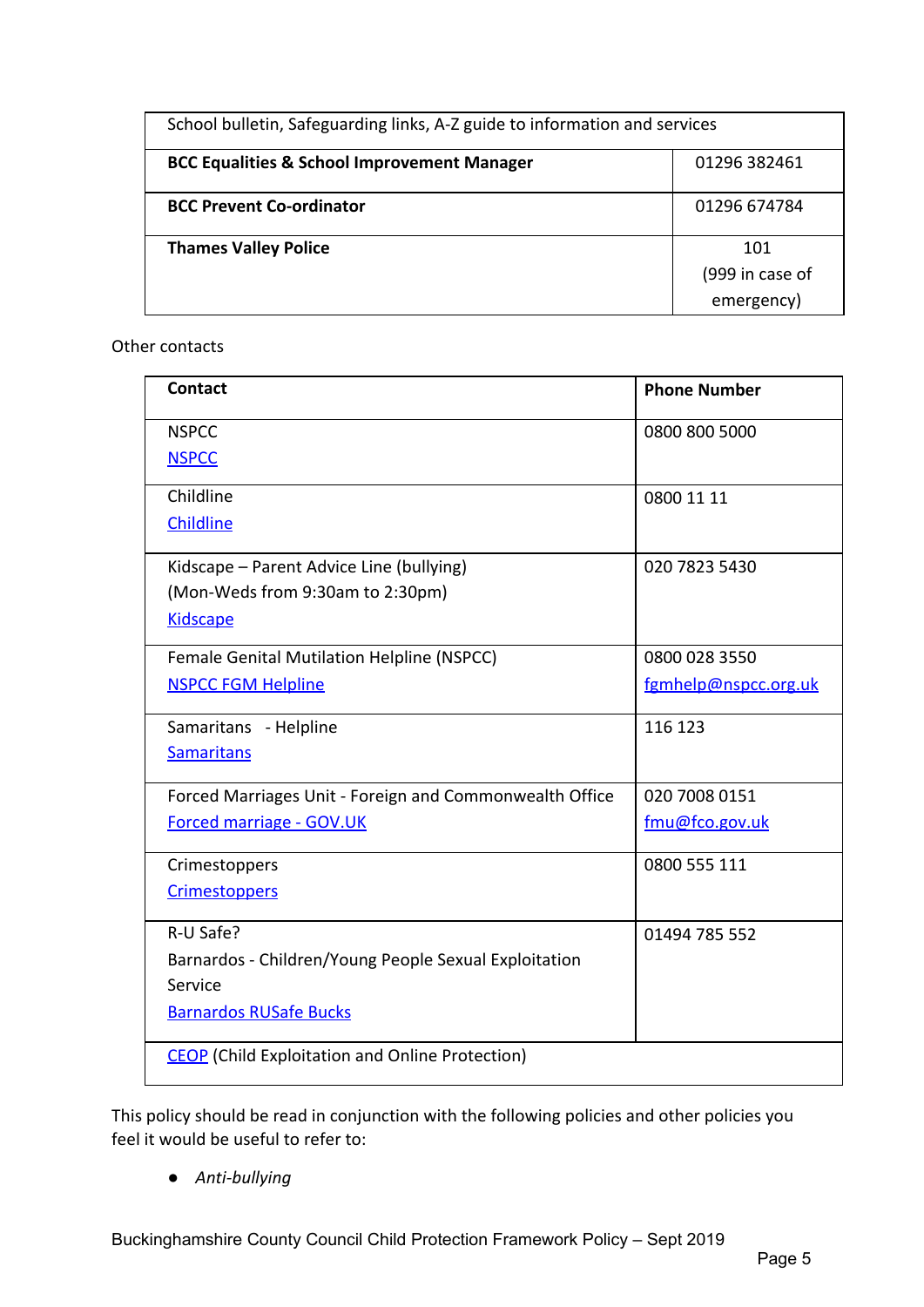| School bulletin, Safeguarding links, A-Z guide to information and services | |
|---|---|
| **BCC Equalities & School Improvement Manager** | 01296 382461 |
| **BCC Prevent Co-ordinator** | 01296 674784 |
| **Thames Valley Police** | 101 (999 in case of emergency) |

Other contacts

| **Contact** | **Phone Number** |
|---|---|
| NSPCC<br>NSPCC | 0800 800 5000 |
| Childline<br>Childline | 0800 11 11 |
| Kidscape – Parent Advice Line (bullying)<br>(Mon-Weds from 9:30am to 2:30pm)<br>Kidscape | 020 7823 5430 |
| Female Genital Mutilation Helpline (NSPCC)<br>NSPCC FGM Helpline | 0800 028 3550<br>fgmhelp@nspcc.org.uk |
| Samaritans - Helpline<br>Samaritans | 116 123 |
| Forced Marriages Unit - Foreign and Commonwealth Office<br>Forced marriage - GOV.UK | 020 7008 0151<br>fmu@fco.gov.uk |
| Crimestoppers<br>Crimestoppers | 0800 555 111 |
| R-U Safe?<br>Barnardos - Children/Young People Sexual Exploitation Service<br>Barnardos RUSafe Bucks | 01494 785 552 |
| CEOP (Child Exploitation and Online Protection) | |

This policy should be read in conjunction with the following policies and other policies you feel it would be useful to refer to:

- *Anti-bullying*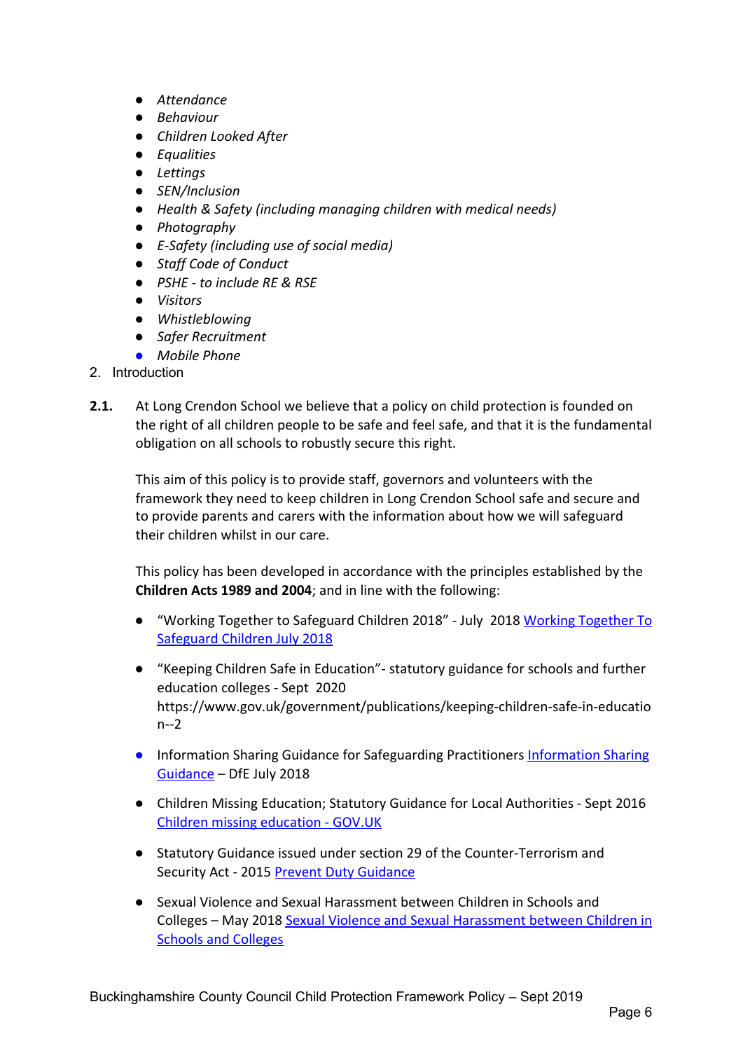- *Attendance*
- *Behaviour*
- *Children Looked After*
- *Equalities*
- *Lettings*
- *SEN/Inclusion*
- *Health & Safety (including managing children with medical needs)*
- *Photography*
- *E-Safety (including use of social media)*
- *Staff Code of Conduct*
- *PSHE - to include RE & RSE*
- *Visitors*
- *Whistleblowing*
- *Safer Recruitment*
- *Mobile Phone*

2. Introduction

**2.1.** At Long Crendon School we believe that a policy on child protection is founded on the right of all children people to be safe and feel safe, and that it is the fundamental obligation on all schools to robustly secure this right.

This aim of this policy is to provide staff, governors and volunteers with the framework they need to keep children in Long Crendon School safe and secure and to provide parents and carers with the information about how we will safeguard their children whilst in our care.

This policy has been developed in accordance with the principles established by the **Children Acts 1989 and 2004**; and in line with the following:

- "Working Together to Safeguard Children 2018" - July 2018 [Working Together To Safeguard Children July 2018]
- "Keeping Children Safe in Education"- statutory guidance for schools and further education colleges - Sept 2020 https://www.gov.uk/government/publications/keeping-children-safe-in-education--2
- Information Sharing Guidance for Safeguarding Practitioners [Information Sharing Guidance] – DfE July 2018
- Children Missing Education; Statutory Guidance for Local Authorities - Sept 2016 [Children missing education - GOV.UK]
- Statutory Guidance issued under section 29 of the Counter-Terrorism and Security Act - 2015 [Prevent Duty Guidance]
- Sexual Violence and Sexual Harassment between Children in Schools and Colleges – May 2018 [Sexual Violence and Sexual Harassment between Children in Schools and Colleges]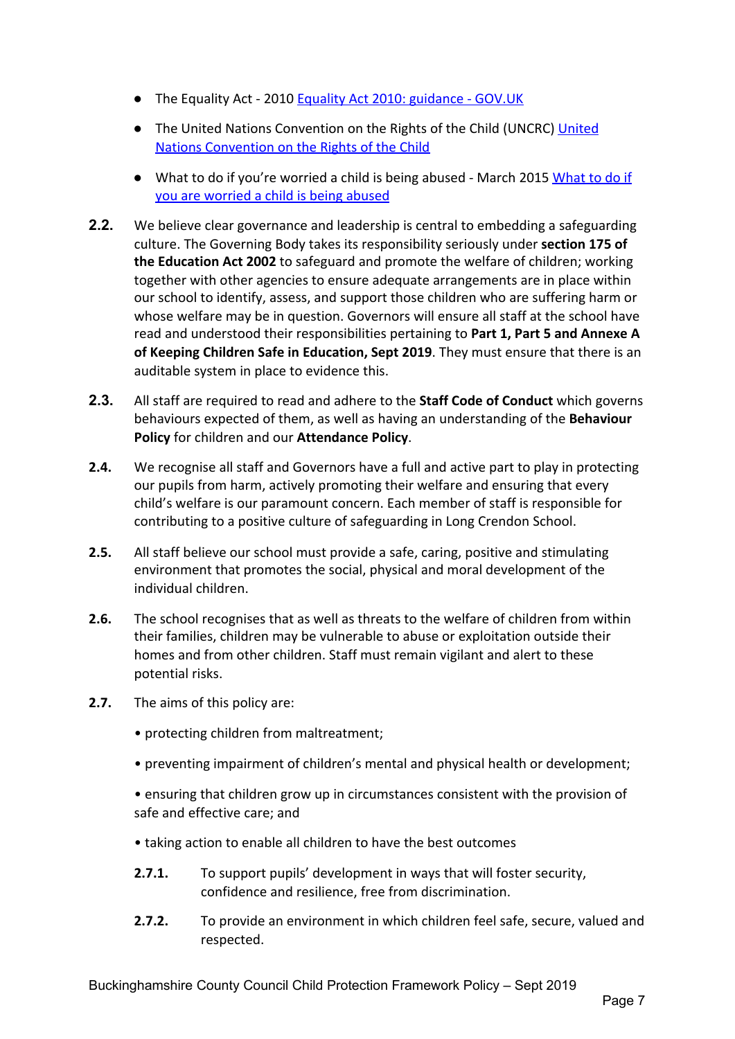- The Equality Act - 2010 [Equality Act 2010: guidance - GOV.UK]
- The United Nations Convention on the Rights of the Child (UNCRC) [United Nations Convention on the Rights of the Child]
- What to do if you're worried a child is being abused - March 2015 [What to do if you are worried a child is being abused]

**2.2.** We believe clear governance and leadership is central to embedding a safeguarding culture. The Governing Body takes its responsibility seriously under **section 175 of the Education Act 2002** to safeguard and promote the welfare of children; working together with other agencies to ensure adequate arrangements are in place within our school to identify, assess, and support those children who are suffering harm or whose welfare may be in question. Governors will ensure all staff at the school have read and understood their responsibilities pertaining to **Part 1, Part 5 and Annexe A of Keeping Children Safe in Education, Sept 2019**. They must ensure that there is an auditable system in place to evidence this.

**2.3.** All staff are required to read and adhere to the **Staff Code of Conduct** which governs behaviours expected of them, as well as having an understanding of the **Behaviour Policy** for children and our **Attendance Policy**.

**2.4.** We recognise all staff and Governors have a full and active part to play in protecting our pupils from harm, actively promoting their welfare and ensuring that every child's welfare is our paramount concern. Each member of staff is responsible for contributing to a positive culture of safeguarding in Long Crendon School.

**2.5.** All staff believe our school must provide a safe, caring, positive and stimulating environment that promotes the social, physical and moral development of the individual children.

**2.6.** The school recognises that as well as threats to the welfare of children from within their families, children may be vulnerable to abuse or exploitation outside their homes and from other children. Staff must remain vigilant and alert to these potential risks.

**2.7.** The aims of this policy are:

- protecting children from maltreatment;
- preventing impairment of children's mental and physical health or development;
- ensuring that children grow up in circumstances consistent with the provision of safe and effective care; and
- taking action to enable all children to have the best outcomes

**2.7.1.** To support pupils' development in ways that will foster security, confidence and resilience, free from discrimination.

**2.7.2.** To provide an environment in which children feel safe, secure, valued and respected.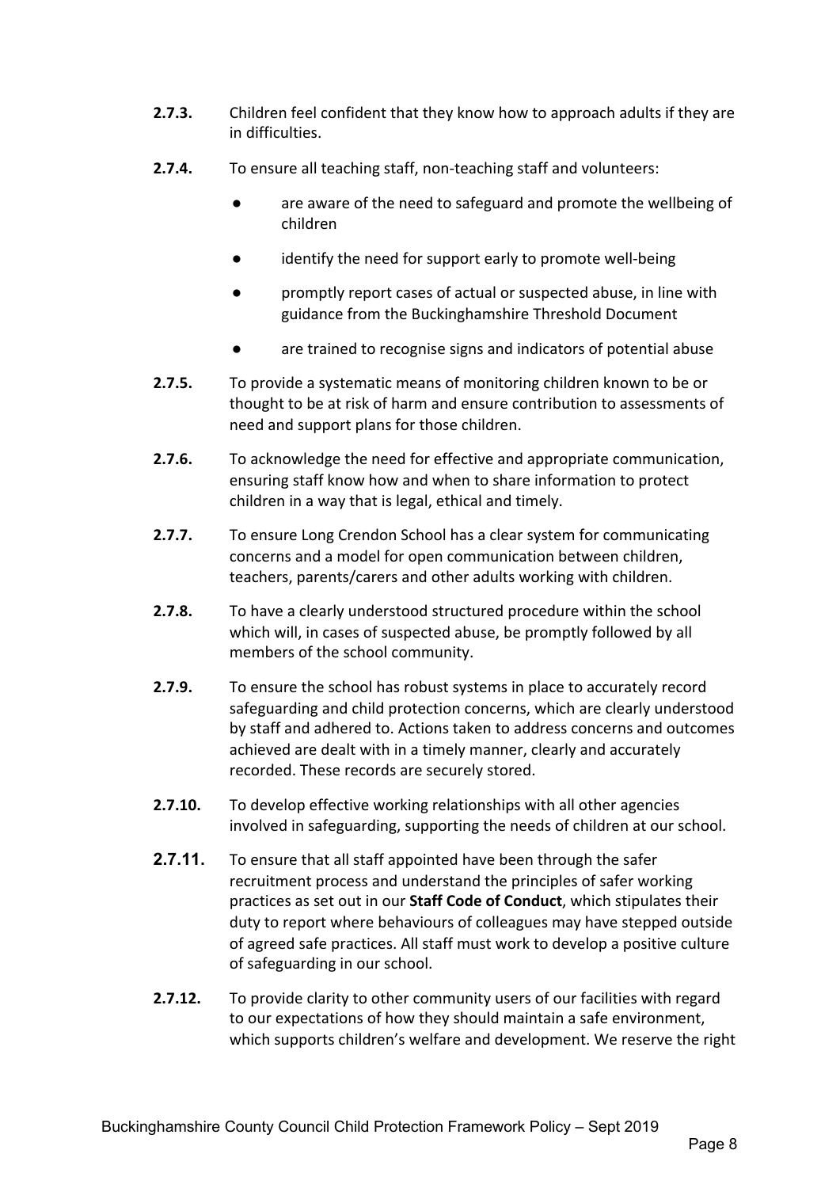**2.7.3.** Children feel confident that they know how to approach adults if they are in difficulties.

**2.7.4.** To ensure all teaching staff, non-teaching staff and volunteers:

- are aware of the need to safeguard and promote the wellbeing of children
- identify the need for support early to promote well-being
- promptly report cases of actual or suspected abuse, in line with guidance from the Buckinghamshire Threshold Document
- are trained to recognise signs and indicators of potential abuse

**2.7.5.** To provide a systematic means of monitoring children known to be or thought to be at risk of harm and ensure contribution to assessments of need and support plans for those children.

**2.7.6.** To acknowledge the need for effective and appropriate communication, ensuring staff know how and when to share information to protect children in a way that is legal, ethical and timely.

**2.7.7.** To ensure Long Crendon School has a clear system for communicating concerns and a model for open communication between children, teachers, parents/carers and other adults working with children.

**2.7.8.** To have a clearly understood structured procedure within the school which will, in cases of suspected abuse, be promptly followed by all members of the school community.

**2.7.9.** To ensure the school has robust systems in place to accurately record safeguarding and child protection concerns, which are clearly understood by staff and adhered to. Actions taken to address concerns and outcomes achieved are dealt with in a timely manner, clearly and accurately recorded. These records are securely stored.

**2.7.10.** To develop effective working relationships with all other agencies involved in safeguarding, supporting the needs of children at our school.

**2.7.11.** To ensure that all staff appointed have been through the safer recruitment process and understand the principles of safer working practices as set out in our **Staff Code of Conduct**, which stipulates their duty to report where behaviours of colleagues may have stepped outside of agreed safe practices. All staff must work to develop a positive culture of safeguarding in our school.

**2.7.12.** To provide clarity to other community users of our facilities with regard to our expectations of how they should maintain a safe environment, which supports children's welfare and development. We reserve the right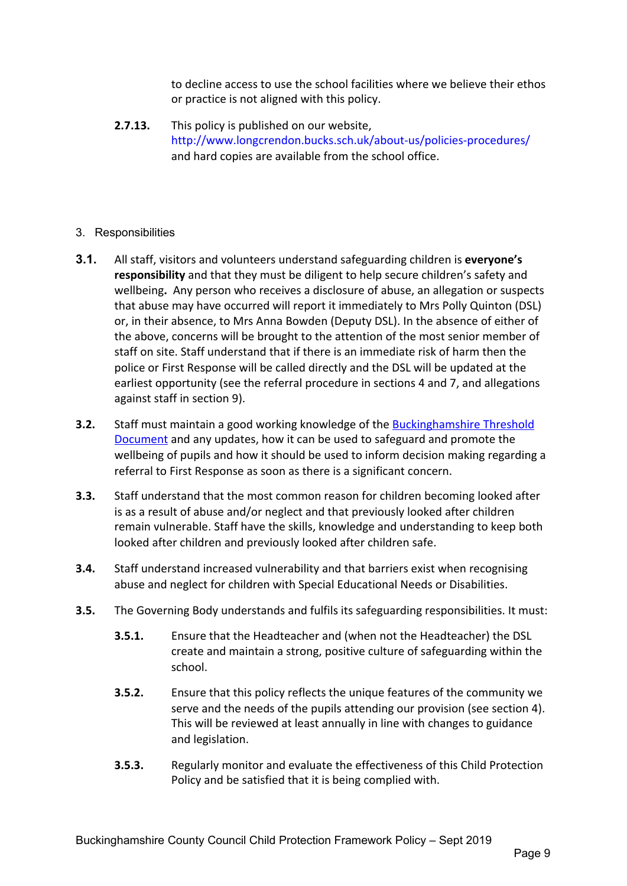to decline access to use the school facilities where we believe their ethos or practice is not aligned with this policy.

**2.7.13.** This policy is published on our website, http://www.longcrendon.bucks.sch.uk/about-us/policies-procedures/ and hard copies are available from the school office.

## 3. Responsibilities

**3.1.** All staff, visitors and volunteers understand safeguarding children is **everyone's responsibility** and that they must be diligent to help secure children's safety and wellbeing**.** Any person who receives a disclosure of abuse, an allegation or suspects that abuse may have occurred will report it immediately to Mrs Polly Quinton (DSL) or, in their absence, to Mrs Anna Bowden (Deputy DSL). In the absence of either of the above, concerns will be brought to the attention of the most senior member of staff on site. Staff understand that if there is an immediate risk of harm then the police or First Response will be called directly and the DSL will be updated at the earliest opportunity (see the referral procedure in sections 4 and 7, and allegations against staff in section 9).

**3.2.** Staff must maintain a good working knowledge of the Buckinghamshire Threshold Document and any updates, how it can be used to safeguard and promote the wellbeing of pupils and how it should be used to inform decision making regarding a referral to First Response as soon as there is a significant concern.

**3.3.** Staff understand that the most common reason for children becoming looked after is as a result of abuse and/or neglect and that previously looked after children remain vulnerable. Staff have the skills, knowledge and understanding to keep both looked after children and previously looked after children safe.

**3.4.** Staff understand increased vulnerability and that barriers exist when recognising abuse and neglect for children with Special Educational Needs or Disabilities.

**3.5.** The Governing Body understands and fulfils its safeguarding responsibilities. It must:

**3.5.1.** Ensure that the Headteacher and (when not the Headteacher) the DSL create and maintain a strong, positive culture of safeguarding within the school.

**3.5.2.** Ensure that this policy reflects the unique features of the community we serve and the needs of the pupils attending our provision (see section 4). This will be reviewed at least annually in line with changes to guidance and legislation.

**3.5.3.** Regularly monitor and evaluate the effectiveness of this Child Protection Policy and be satisfied that it is being complied with.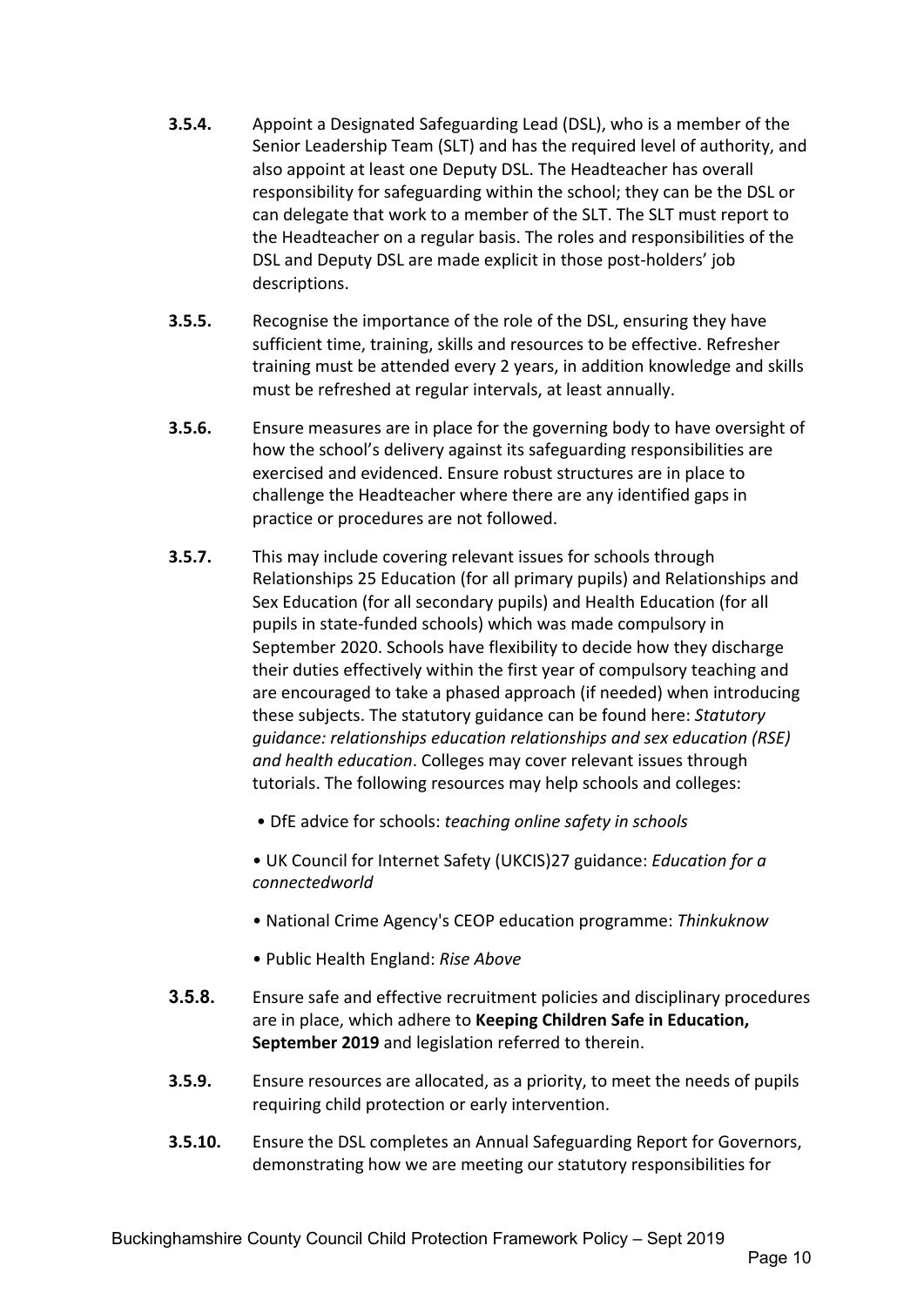**3.5.4.** Appoint a Designated Safeguarding Lead (DSL), who is a member of the Senior Leadership Team (SLT) and has the required level of authority, and also appoint at least one Deputy DSL. The Headteacher has overall responsibility for safeguarding within the school; they can be the DSL or can delegate that work to a member of the SLT. The SLT must report to the Headteacher on a regular basis. The roles and responsibilities of the DSL and Deputy DSL are made explicit in those post-holders' job descriptions.

**3.5.5.** Recognise the importance of the role of the DSL, ensuring they have sufficient time, training, skills and resources to be effective. Refresher training must be attended every 2 years, in addition knowledge and skills must be refreshed at regular intervals, at least annually.

**3.5.6.** Ensure measures are in place for the governing body to have oversight of how the school's delivery against its safeguarding responsibilities are exercised and evidenced. Ensure robust structures are in place to challenge the Headteacher where there are any identified gaps in practice or procedures are not followed.

**3.5.7.** This may include covering relevant issues for schools through Relationships 25 Education (for all primary pupils) and Relationships and Sex Education (for all secondary pupils) and Health Education (for all pupils in state-funded schools) which was made compulsory in September 2020. Schools have flexibility to decide how they discharge their duties effectively within the first year of compulsory teaching and are encouraged to take a phased approach (if needed) when introducing these subjects. The statutory guidance can be found here: *Statutory guidance: relationships education relationships and sex education (RSE) and health education*. Colleges may cover relevant issues through tutorials. The following resources may help schools and colleges:

- DfE advice for schools: *teaching online safety in schools*
- UK Council for Internet Safety (UKCIS)27 guidance: *Education for a connectedworld*
- National Crime Agency's CEOP education programme: *Thinkuknow*
- Public Health England: *Rise Above*

**3.5.8.** Ensure safe and effective recruitment policies and disciplinary procedures are in place, which adhere to **Keeping Children Safe in Education, September 2019** and legislation referred to therein.

**3.5.9.** Ensure resources are allocated, as a priority, to meet the needs of pupils requiring child protection or early intervention.

**3.5.10.** Ensure the DSL completes an Annual Safeguarding Report for Governors, demonstrating how we are meeting our statutory responsibilities for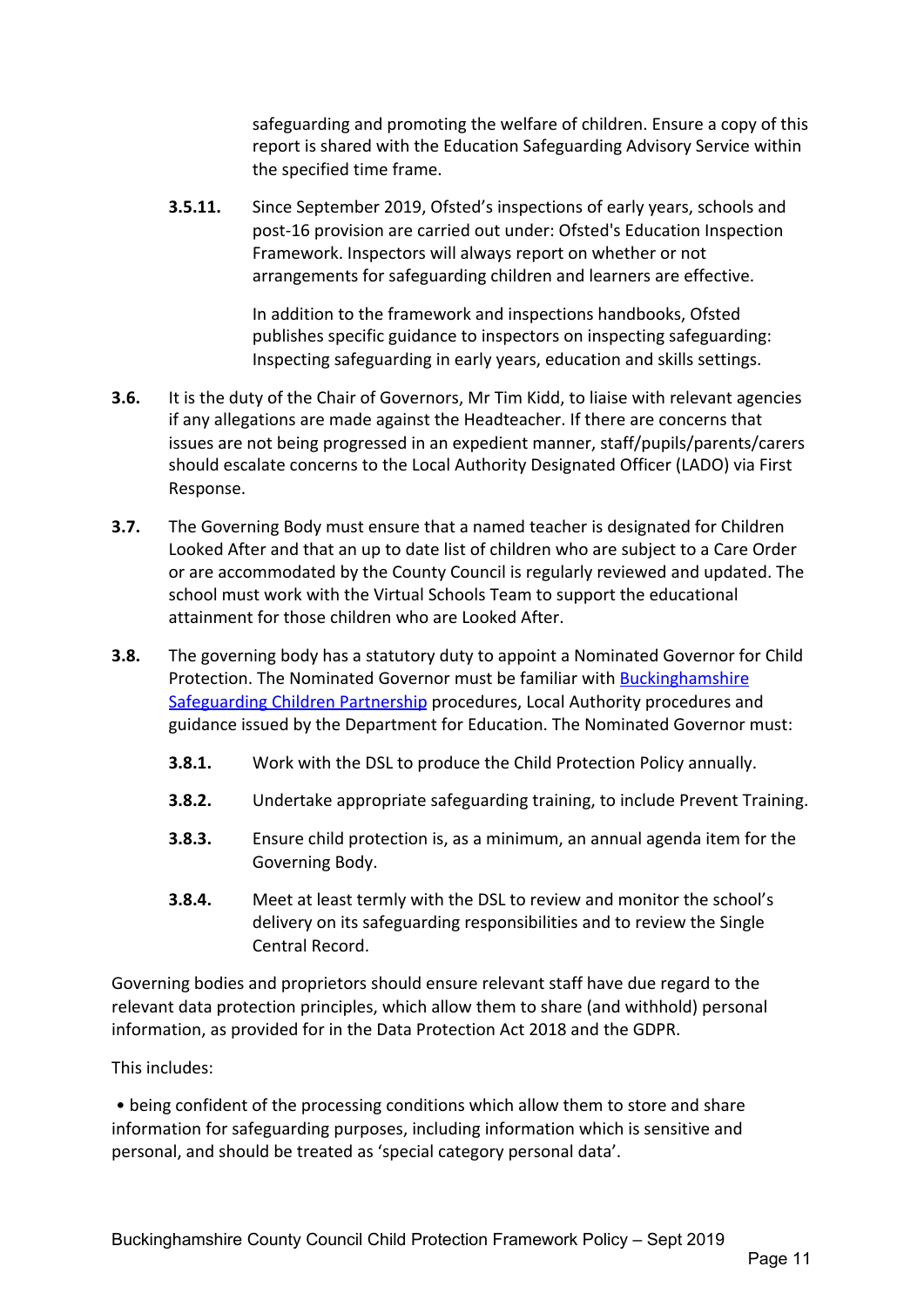safeguarding and promoting the welfare of children. Ensure a copy of this report is shared with the Education Safeguarding Advisory Service within the specified time frame.

**3.5.11.** Since September 2019, Ofsted's inspections of early years, schools and post-16 provision are carried out under: Ofsted's Education Inspection Framework. Inspectors will always report on whether or not arrangements for safeguarding children and learners are effective.

In addition to the framework and inspections handbooks, Ofsted publishes specific guidance to inspectors on inspecting safeguarding: Inspecting safeguarding in early years, education and skills settings.

**3.6.** It is the duty of the Chair of Governors, Mr Tim Kidd, to liaise with relevant agencies if any allegations are made against the Headteacher. If there are concerns that issues are not being progressed in an expedient manner, staff/pupils/parents/carers should escalate concerns to the Local Authority Designated Officer (LADO) via First Response.

**3.7.** The Governing Body must ensure that a named teacher is designated for Children Looked After and that an up to date list of children who are subject to a Care Order or are accommodated by the County Council is regularly reviewed and updated. The school must work with the Virtual Schools Team to support the educational attainment for those children who are Looked After.

**3.8.** The governing body has a statutory duty to appoint a Nominated Governor for Child Protection. The Nominated Governor must be familiar with Buckinghamshire Safeguarding Children Partnership procedures, Local Authority procedures and guidance issued by the Department for Education. The Nominated Governor must:

**3.8.1.** Work with the DSL to produce the Child Protection Policy annually.

**3.8.2.** Undertake appropriate safeguarding training, to include Prevent Training.

**3.8.3.** Ensure child protection is, as a minimum, an annual agenda item for the Governing Body.

**3.8.4.** Meet at least termly with the DSL to review and monitor the school's delivery on its safeguarding responsibilities and to review the Single Central Record.

Governing bodies and proprietors should ensure relevant staff have due regard to the relevant data protection principles, which allow them to share (and withhold) personal information, as provided for in the Data Protection Act 2018 and the GDPR.

This includes:

- being confident of the processing conditions which allow them to store and share information for safeguarding purposes, including information which is sensitive and personal, and should be treated as 'special category personal data'.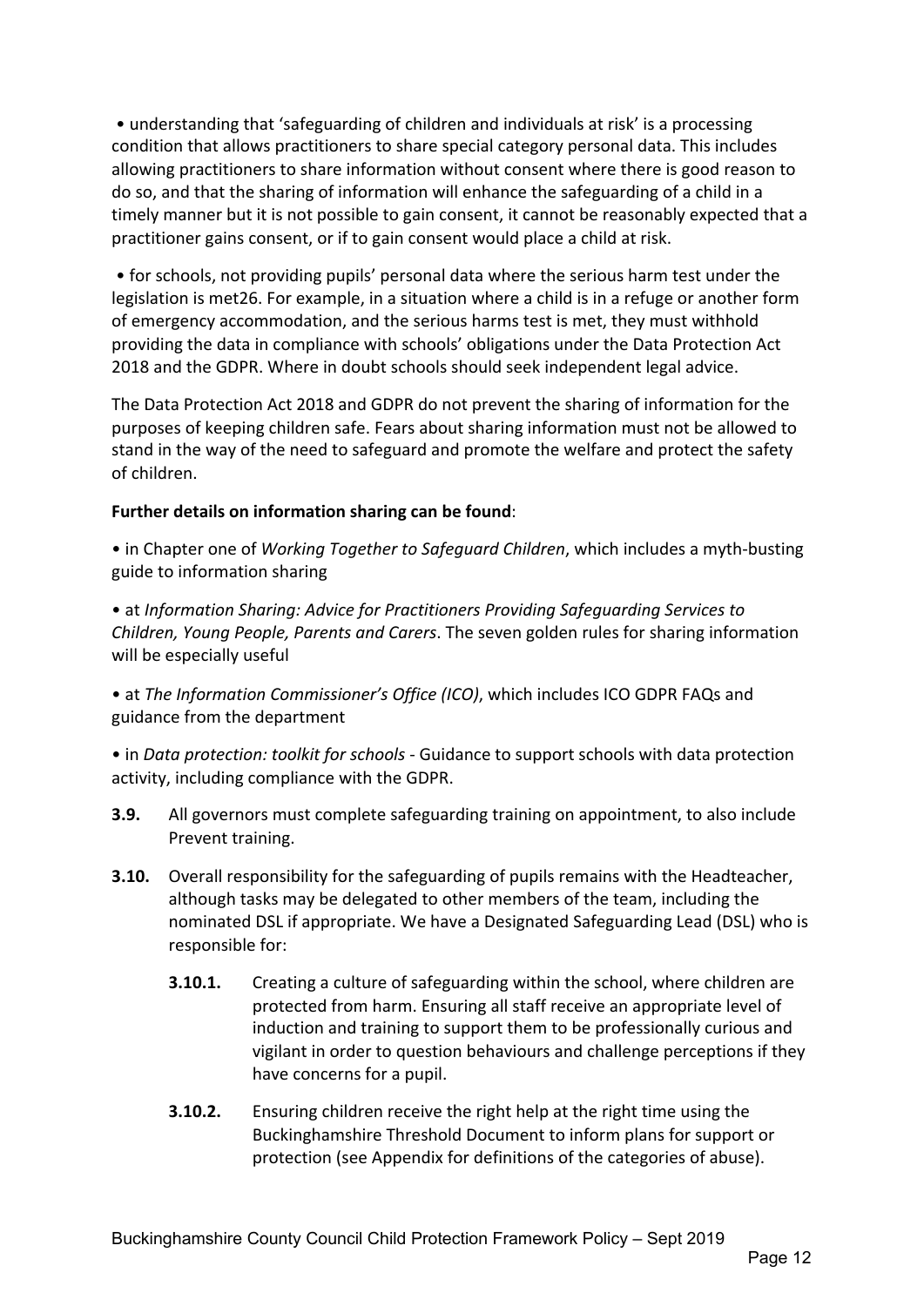- understanding that 'safeguarding of children and individuals at risk' is a processing condition that allows practitioners to share special category personal data. This includes allowing practitioners to share information without consent where there is good reason to do so, and that the sharing of information will enhance the safeguarding of a child in a timely manner but it is not possible to gain consent, it cannot be reasonably expected that a practitioner gains consent, or if to gain consent would place a child at risk.

- for schools, not providing pupils' personal data where the serious harm test under the legislation is met26. For example, in a situation where a child is in a refuge or another form of emergency accommodation, and the serious harms test is met, they must withhold providing the data in compliance with schools' obligations under the Data Protection Act 2018 and the GDPR. Where in doubt schools should seek independent legal advice.

The Data Protection Act 2018 and GDPR do not prevent the sharing of information for the purposes of keeping children safe. Fears about sharing information must not be allowed to stand in the way of the need to safeguard and promote the welfare and protect the safety of children.

**Further details on information sharing can be found**:

- in Chapter one of *Working Together to Safeguard Children*, which includes a myth-busting guide to information sharing
- at *Information Sharing: Advice for Practitioners Providing Safeguarding Services to Children, Young People, Parents and Carers*. The seven golden rules for sharing information will be especially useful
- at *The Information Commissioner's Office (ICO)*, which includes ICO GDPR FAQs and guidance from the department
- in *Data protection: toolkit for schools* - Guidance to support schools with data protection activity, including compliance with the GDPR.

**3.9.** All governors must complete safeguarding training on appointment, to also include Prevent training.

**3.10.** Overall responsibility for the safeguarding of pupils remains with the Headteacher, although tasks may be delegated to other members of the team, including the nominated DSL if appropriate. We have a Designated Safeguarding Lead (DSL) who is responsible for:

**3.10.1.** Creating a culture of safeguarding within the school, where children are protected from harm. Ensuring all staff receive an appropriate level of induction and training to support them to be professionally curious and vigilant in order to question behaviours and challenge perceptions if they have concerns for a pupil.

**3.10.2.** Ensuring children receive the right help at the right time using the Buckinghamshire Threshold Document to inform plans for support or protection (see Appendix for definitions of the categories of abuse).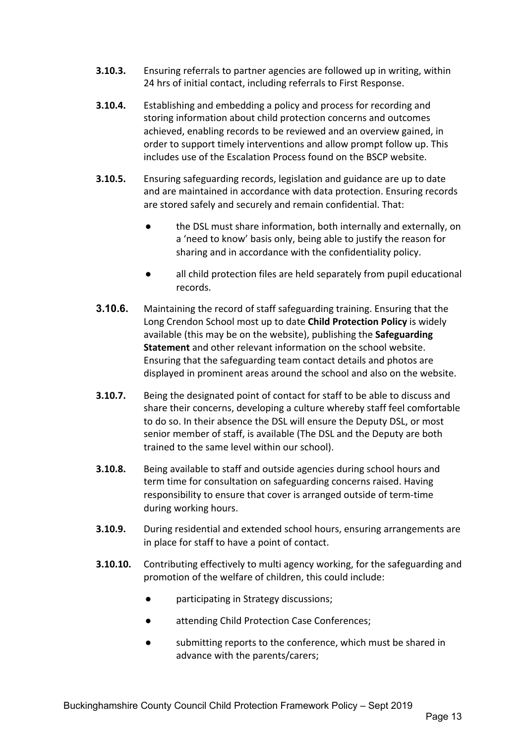**3.10.3.** Ensuring referrals to partner agencies are followed up in writing, within 24 hrs of initial contact, including referrals to First Response.

**3.10.4.** Establishing and embedding a policy and process for recording and storing information about child protection concerns and outcomes achieved, enabling records to be reviewed and an overview gained, in order to support timely interventions and allow prompt follow up. This includes use of the Escalation Process found on the BSCP website.

**3.10.5.** Ensuring safeguarding records, legislation and guidance are up to date and are maintained in accordance with data protection. Ensuring records are stored safely and securely and remain confidential. That:

- the DSL must share information, both internally and externally, on a 'need to know' basis only, being able to justify the reason for sharing and in accordance with the confidentiality policy.
- all child protection files are held separately from pupil educational records.

**3.10.6.** Maintaining the record of staff safeguarding training. Ensuring that the Long Crendon School most up to date **Child Protection Policy** is widely available (this may be on the website), publishing the **Safeguarding Statement** and other relevant information on the school website. Ensuring that the safeguarding team contact details and photos are displayed in prominent areas around the school and also on the website.

**3.10.7.** Being the designated point of contact for staff to be able to discuss and share their concerns, developing a culture whereby staff feel comfortable to do so. In their absence the DSL will ensure the Deputy DSL, or most senior member of staff, is available (The DSL and the Deputy are both trained to the same level within our school).

**3.10.8.** Being available to staff and outside agencies during school hours and term time for consultation on safeguarding concerns raised. Having responsibility to ensure that cover is arranged outside of term-time during working hours.

**3.10.9.** During residential and extended school hours, ensuring arrangements are in place for staff to have a point of contact.

**3.10.10.** Contributing effectively to multi agency working, for the safeguarding and promotion of the welfare of children, this could include:

- participating in Strategy discussions;
- attending Child Protection Case Conferences;
- submitting reports to the conference, which must be shared in advance with the parents/carers;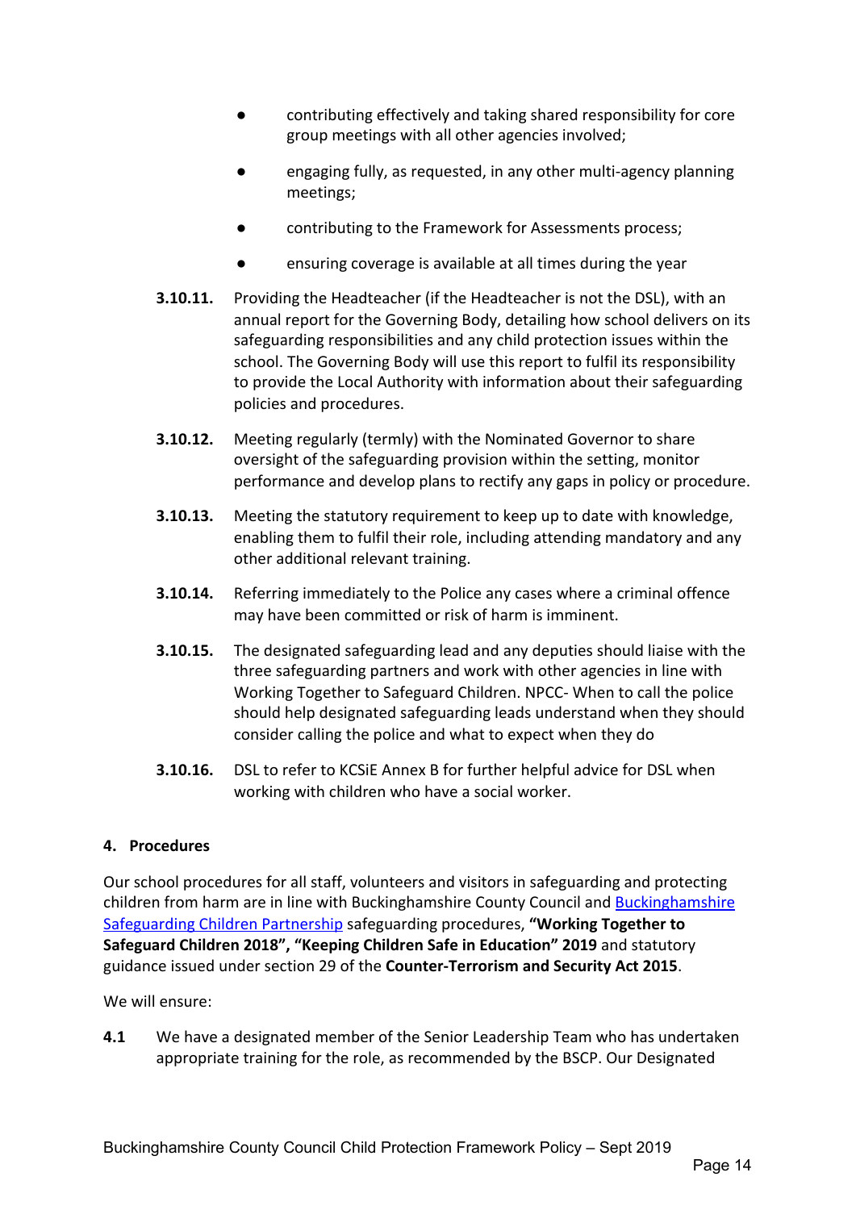- contributing effectively and taking shared responsibility for core group meetings with all other agencies involved;
- engaging fully, as requested, in any other multi-agency planning meetings;
- contributing to the Framework for Assessments process;
- ensuring coverage is available at all times during the year

**3.10.11.** Providing the Headteacher (if the Headteacher is not the DSL), with an annual report for the Governing Body, detailing how school delivers on its safeguarding responsibilities and any child protection issues within the school. The Governing Body will use this report to fulfil its responsibility to provide the Local Authority with information about their safeguarding policies and procedures.

**3.10.12.** Meeting regularly (termly) with the Nominated Governor to share oversight of the safeguarding provision within the setting, monitor performance and develop plans to rectify any gaps in policy or procedure.

**3.10.13.** Meeting the statutory requirement to keep up to date with knowledge, enabling them to fulfil their role, including attending mandatory and any other additional relevant training.

**3.10.14.** Referring immediately to the Police any cases where a criminal offence may have been committed or risk of harm is imminent.

**3.10.15.** The designated safeguarding lead and any deputies should liaise with the three safeguarding partners and work with other agencies in line with Working Together to Safeguard Children. NPCC- When to call the police should help designated safeguarding leads understand when they should consider calling the police and what to expect when they do

**3.10.16.** DSL to refer to KCSiE Annex B for further helpful advice for DSL when working with children who have a social worker.

## 4. Procedures

Our school procedures for all staff, volunteers and visitors in safeguarding and protecting children from harm are in line with Buckinghamshire County Council and Buckinghamshire Safeguarding Children Partnership safeguarding procedures, **"Working Together to Safeguard Children 2018", "Keeping Children Safe in Education" 2019** and statutory guidance issued under section 29 of the **Counter-Terrorism and Security Act 2015**.

We will ensure:

**4.1** We have a designated member of the Senior Leadership Team who has undertaken appropriate training for the role, as recommended by the BSCP. Our Designated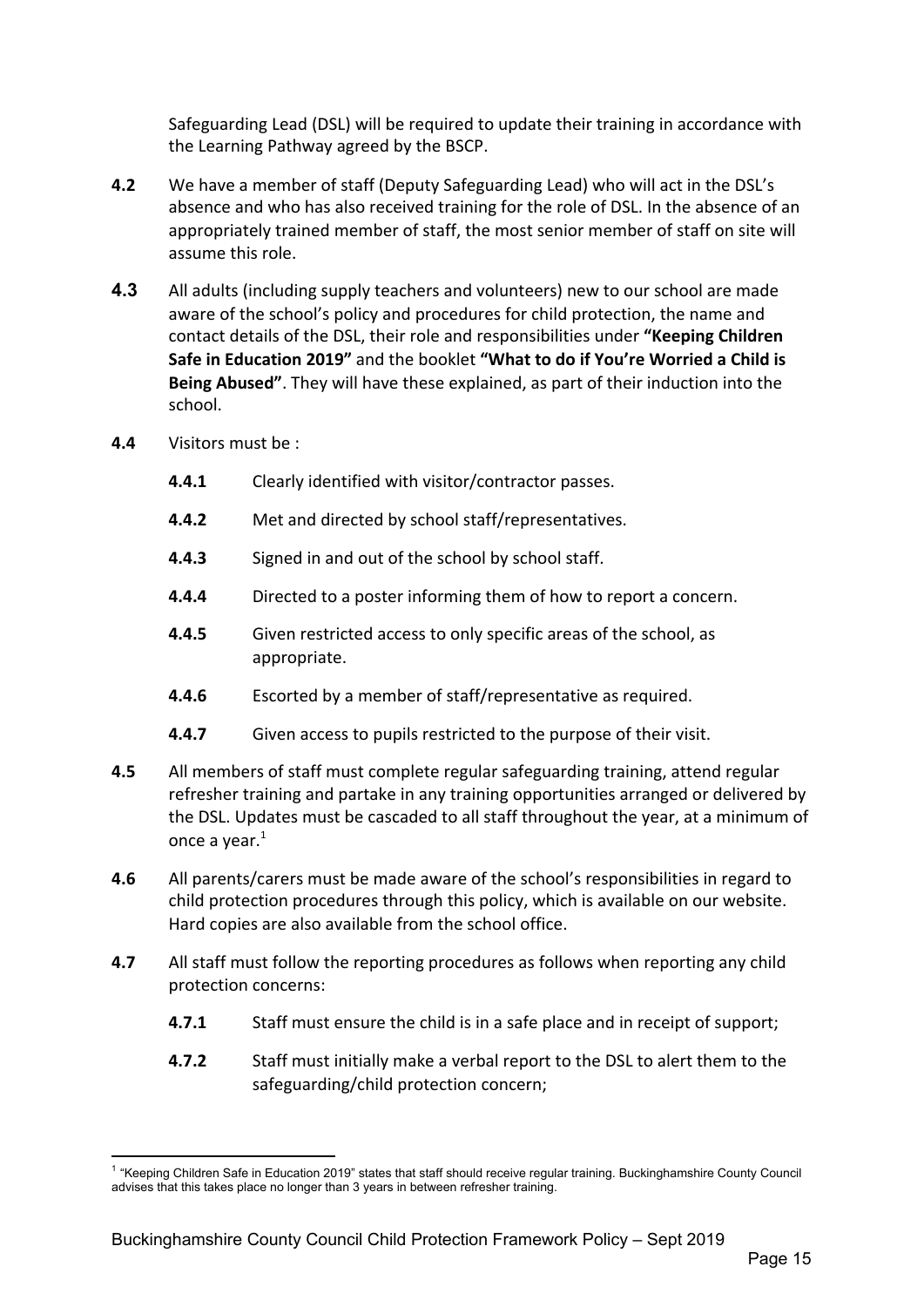Safeguarding Lead (DSL) will be required to update their training in accordance with the Learning Pathway agreed by the BSCP.

**4.2** We have a member of staff (Deputy Safeguarding Lead) who will act in the DSL's absence and who has also received training for the role of DSL. In the absence of an appropriately trained member of staff, the most senior member of staff on site will assume this role.

**4.3** All adults (including supply teachers and volunteers) new to our school are made aware of the school's policy and procedures for child protection, the name and contact details of the DSL, their role and responsibilities under **"Keeping Children Safe in Education 2019"** and the booklet **"What to do if You're Worried a Child is Being Abused"**. They will have these explained, as part of their induction into the school.

**4.4** Visitors must be :

- **4.4.1** Clearly identified with visitor/contractor passes.
- **4.4.2** Met and directed by school staff/representatives.
- **4.4.3** Signed in and out of the school by school staff.
- **4.4.4** Directed to a poster informing them of how to report a concern.
- **4.4.5** Given restricted access to only specific areas of the school, as appropriate.
- **4.4.6** Escorted by a member of staff/representative as required.
- **4.4.7** Given access to pupils restricted to the purpose of their visit.

**4.5** All members of staff must complete regular safeguarding training, attend regular refresher training and partake in any training opportunities arranged or delivered by the DSL. Updates must be cascaded to all staff throughout the year, at a minimum of once a year.[1]

**4.6** All parents/carers must be made aware of the school's responsibilities in regard to child protection procedures through this policy, which is available on our website. Hard copies are also available from the school office.

**4.7** All staff must follow the reporting procedures as follows when reporting any child protection concerns:

- **4.7.1** Staff must ensure the child is in a safe place and in receipt of support;
- **4.7.2** Staff must initially make a verbal report to the DSL to alert them to the safeguarding/child protection concern;

---

[1] "Keeping Children Safe in Education 2019" states that staff should receive regular training. Buckinghamshire County Council advises that this takes place no longer than 3 years in between refresher training.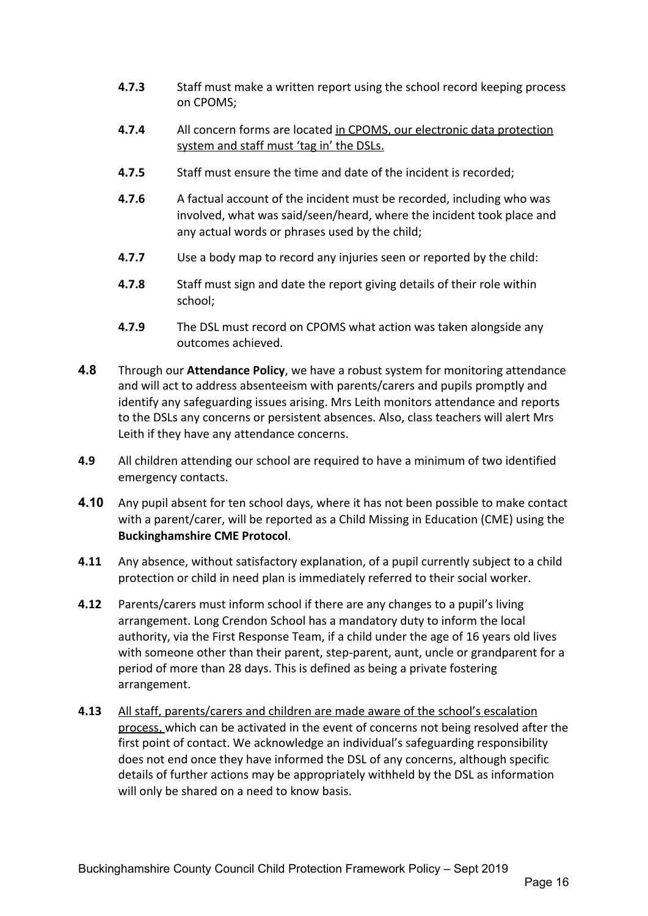**4.7.3** Staff must make a written report using the school record keeping process on CPOMS;

**4.7.4** All concern forms are located in CPOMS, our electronic data protection system and staff must 'tag in' the DSLs.

**4.7.5** Staff must ensure the time and date of the incident is recorded;

**4.7.6** A factual account of the incident must be recorded, including who was involved, what was said/seen/heard, where the incident took place and any actual words or phrases used by the child;

**4.7.7** Use a body map to record any injuries seen or reported by the child:

**4.7.8** Staff must sign and date the report giving details of their role within school;

**4.7.9** The DSL must record on CPOMS what action was taken alongside any outcomes achieved.

**4.8** Through our **Attendance Policy**, we have a robust system for monitoring attendance and will act to address absenteeism with parents/carers and pupils promptly and identify any safeguarding issues arising. Mrs Leith monitors attendance and reports to the DSLs any concerns or persistent absences. Also, class teachers will alert Mrs Leith if they have any attendance concerns.

**4.9** All children attending our school are required to have a minimum of two identified emergency contacts.

**4.10** Any pupil absent for ten school days, where it has not been possible to make contact with a parent/carer, will be reported as a Child Missing in Education (CME) using the **Buckinghamshire CME Protocol**.

**4.11** Any absence, without satisfactory explanation, of a pupil currently subject to a child protection or child in need plan is immediately referred to their social worker.

**4.12** Parents/carers must inform school if there are any changes to a pupil's living arrangement. Long Crendon School has a mandatory duty to inform the local authority, via the First Response Team, if a child under the age of 16 years old lives with someone other than their parent, step-parent, aunt, uncle or grandparent for a period of more than 28 days. This is defined as being a private fostering arrangement.

**4.13** All staff, parents/carers and children are made aware of the school's escalation process, which can be activated in the event of concerns not being resolved after the first point of contact. We acknowledge an individual's safeguarding responsibility does not end once they have informed the DSL of any concerns, although specific details of further actions may be appropriately withheld by the DSL as information will only be shared on a need to know basis.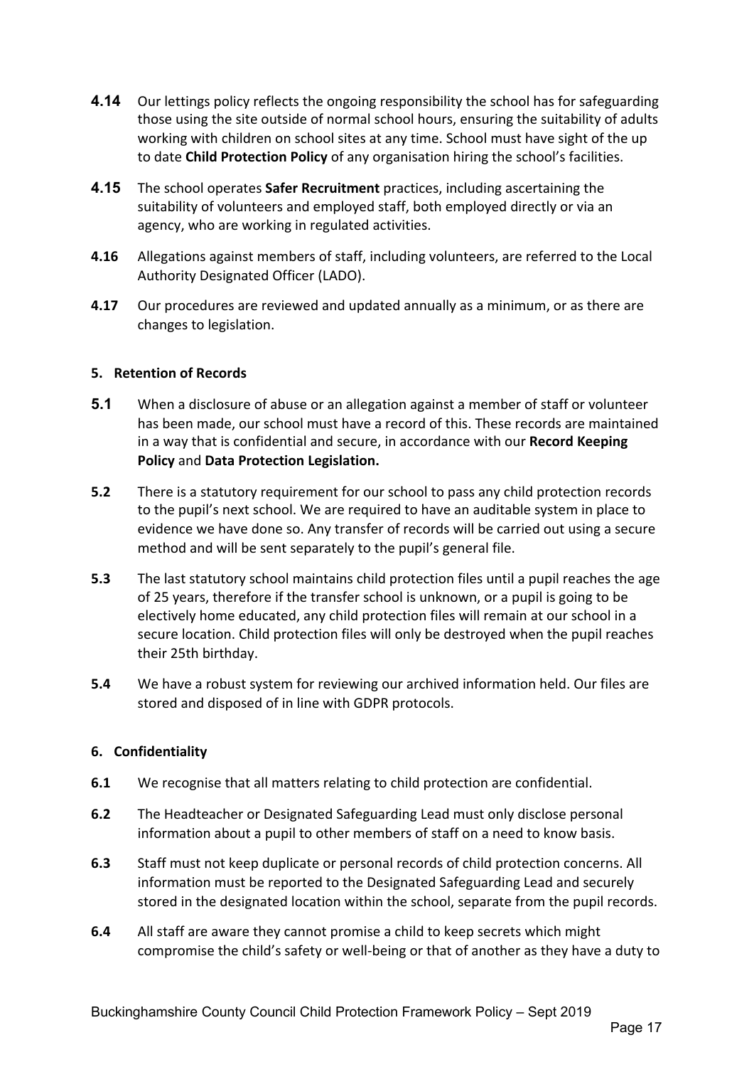**4.14** Our lettings policy reflects the ongoing responsibility the school has for safeguarding those using the site outside of normal school hours, ensuring the suitability of adults working with children on school sites at any time. School must have sight of the up to date **Child Protection Policy** of any organisation hiring the school's facilities.

**4.15** The school operates **Safer Recruitment** practices, including ascertaining the suitability of volunteers and employed staff, both employed directly or via an agency, who are working in regulated activities.

**4.16** Allegations against members of staff, including volunteers, are referred to the Local Authority Designated Officer (LADO).

**4.17** Our procedures are reviewed and updated annually as a minimum, or as there are changes to legislation.

**5. Retention of Records**

**5.1** When a disclosure of abuse or an allegation against a member of staff or volunteer has been made, our school must have a record of this. These records are maintained in a way that is confidential and secure, in accordance with our **Record Keeping Policy** and **Data Protection Legislation.**

**5.2** There is a statutory requirement for our school to pass any child protection records to the pupil's next school. We are required to have an auditable system in place to evidence we have done so. Any transfer of records will be carried out using a secure method and will be sent separately to the pupil's general file.

**5.3** The last statutory school maintains child protection files until a pupil reaches the age of 25 years, therefore if the transfer school is unknown, or a pupil is going to be electively home educated, any child protection files will remain at our school in a secure location. Child protection files will only be destroyed when the pupil reaches their 25th birthday.

**5.4** We have a robust system for reviewing our archived information held. Our files are stored and disposed of in line with GDPR protocols.

**6. Confidentiality**

**6.1** We recognise that all matters relating to child protection are confidential.

**6.2** The Headteacher or Designated Safeguarding Lead must only disclose personal information about a pupil to other members of staff on a need to know basis.

**6.3** Staff must not keep duplicate or personal records of child protection concerns. All information must be reported to the Designated Safeguarding Lead and securely stored in the designated location within the school, separate from the pupil records.

**6.4** All staff are aware they cannot promise a child to keep secrets which might compromise the child's safety or well-being or that of another as they have a duty to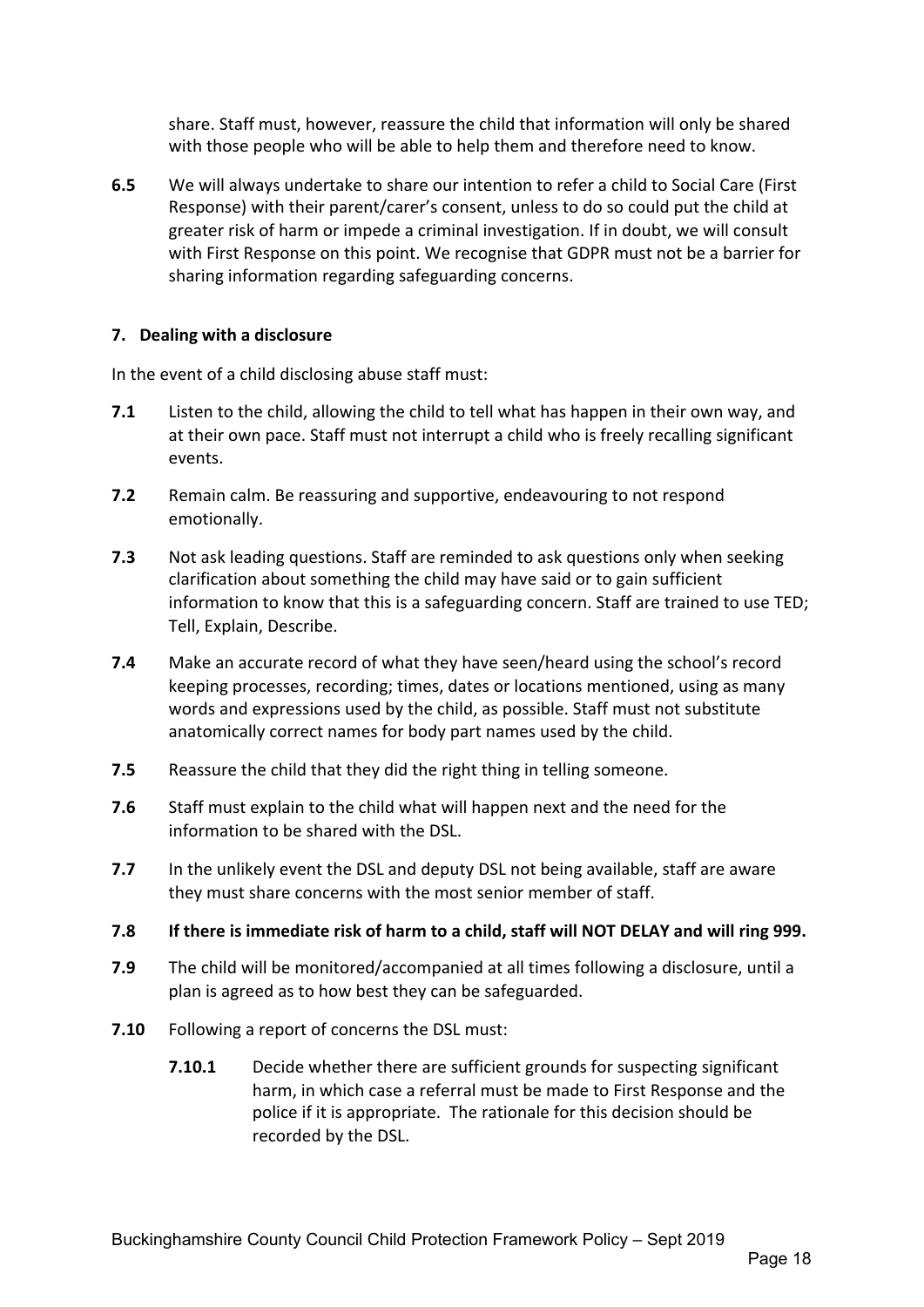share. Staff must, however, reassure the child that information will only be shared with those people who will be able to help them and therefore need to know.

**6.5** We will always undertake to share our intention to refer a child to Social Care (First Response) with their parent/carer's consent, unless to do so could put the child at greater risk of harm or impede a criminal investigation. If in doubt, we will consult with First Response on this point. We recognise that GDPR must not be a barrier for sharing information regarding safeguarding concerns.

## 7. Dealing with a disclosure

In the event of a child disclosing abuse staff must:

**7.1** Listen to the child, allowing the child to tell what has happen in their own way, and at their own pace. Staff must not interrupt a child who is freely recalling significant events.

**7.2** Remain calm. Be reassuring and supportive, endeavouring to not respond emotionally.

**7.3** Not ask leading questions. Staff are reminded to ask questions only when seeking clarification about something the child may have said or to gain sufficient information to know that this is a safeguarding concern. Staff are trained to use TED; Tell, Explain, Describe.

**7.4** Make an accurate record of what they have seen/heard using the school's record keeping processes, recording; times, dates or locations mentioned, using as many words and expressions used by the child, as possible. Staff must not substitute anatomically correct names for body part names used by the child.

**7.5** Reassure the child that they did the right thing in telling someone.

**7.6** Staff must explain to the child what will happen next and the need for the information to be shared with the DSL.

**7.7** In the unlikely event the DSL and deputy DSL not being available, staff are aware they must share concerns with the most senior member of staff.

**7.8 If there is immediate risk of harm to a child, staff will NOT DELAY and will ring 999.**

**7.9** The child will be monitored/accompanied at all times following a disclosure, until a plan is agreed as to how best they can be safeguarded.

**7.10** Following a report of concerns the DSL must:

> **7.10.1** Decide whether there are sufficient grounds for suspecting significant harm, in which case a referral must be made to First Response and the police if it is appropriate. The rationale for this decision should be recorded by the DSL.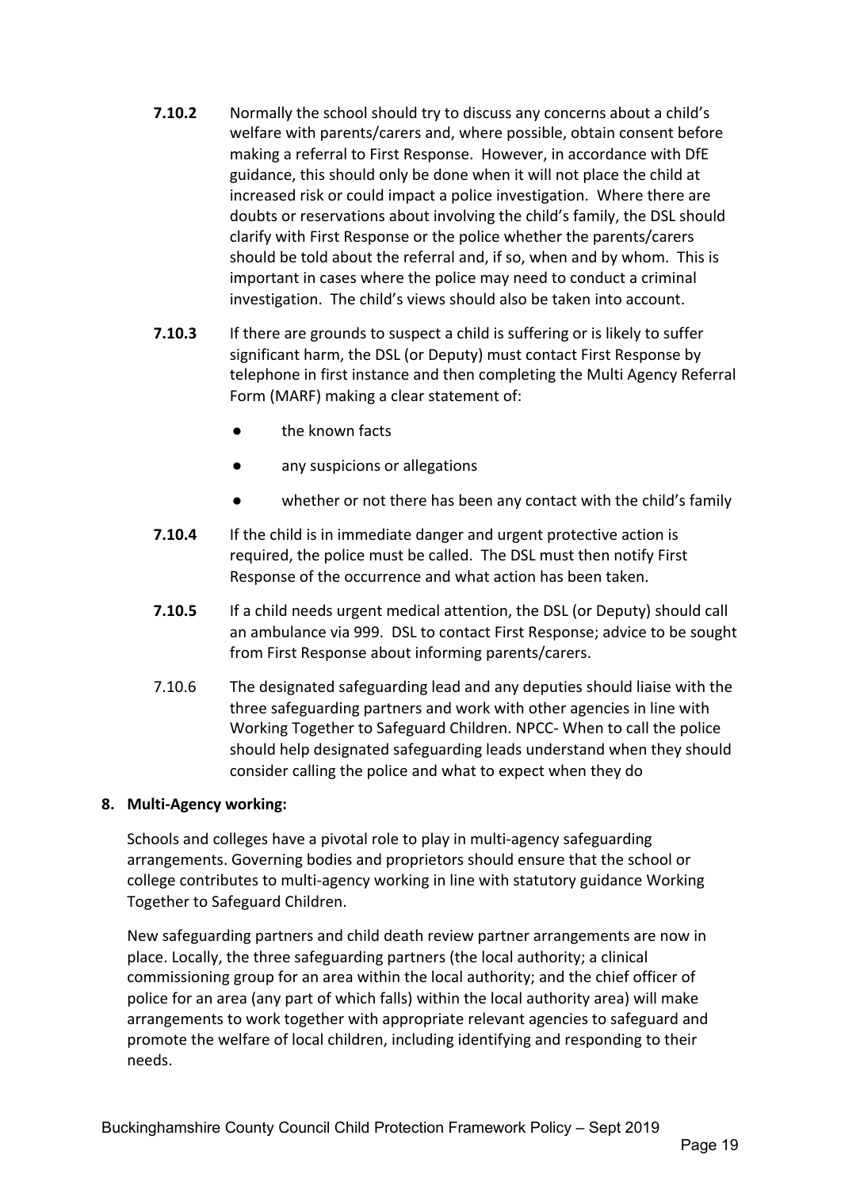**7.10.2** Normally the school should try to discuss any concerns about a child's welfare with parents/carers and, where possible, obtain consent before making a referral to First Response. However, in accordance with DfE guidance, this should only be done when it will not place the child at increased risk or could impact a police investigation. Where there are doubts or reservations about involving the child's family, the DSL should clarify with First Response or the police whether the parents/carers should be told about the referral and, if so, when and by whom. This is important in cases where the police may need to conduct a criminal investigation. The child's views should also be taken into account.

**7.10.3** If there are grounds to suspect a child is suffering or is likely to suffer significant harm, the DSL (or Deputy) must contact First Response by telephone in first instance and then completing the Multi Agency Referral Form (MARF) making a clear statement of:

- the known facts
- any suspicions or allegations
- whether or not there has been any contact with the child's family

**7.10.4** If the child is in immediate danger and urgent protective action is required, the police must be called. The DSL must then notify First Response of the occurrence and what action has been taken.

**7.10.5** If a child needs urgent medical attention, the DSL (or Deputy) should call an ambulance via 999. DSL to contact First Response; advice to be sought from First Response about informing parents/carers.

7.10.6 The designated safeguarding lead and any deputies should liaise with the three safeguarding partners and work with other agencies in line with Working Together to Safeguard Children. NPCC- When to call the police should help designated safeguarding leads understand when they should consider calling the police and what to expect when they do

## 8. Multi-Agency working:

Schools and colleges have a pivotal role to play in multi-agency safeguarding arrangements. Governing bodies and proprietors should ensure that the school or college contributes to multi-agency working in line with statutory guidance Working Together to Safeguard Children.

New safeguarding partners and child death review partner arrangements are now in place. Locally, the three safeguarding partners (the local authority; a clinical commissioning group for an area within the local authority; and the chief officer of police for an area (any part of which falls) within the local authority area) will make arrangements to work together with appropriate relevant agencies to safeguard and promote the welfare of local children, including identifying and responding to their needs.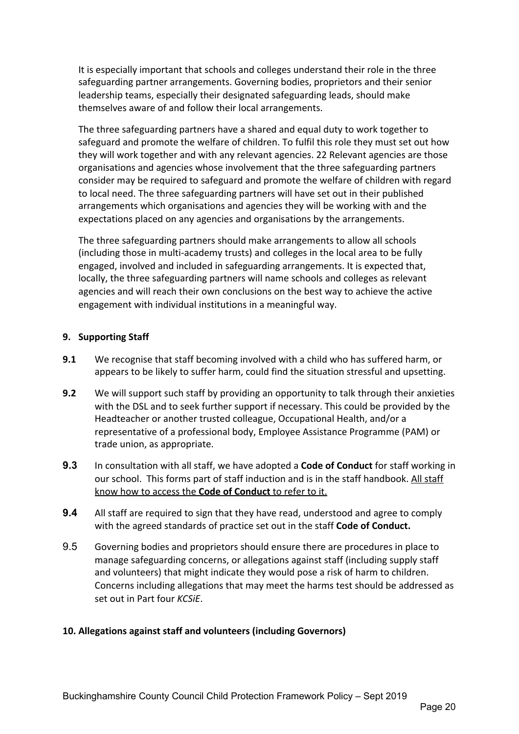It is especially important that schools and colleges understand their role in the three safeguarding partner arrangements. Governing bodies, proprietors and their senior leadership teams, especially their designated safeguarding leads, should make themselves aware of and follow their local arrangements.

The three safeguarding partners have a shared and equal duty to work together to safeguard and promote the welfare of children. To fulfil this role they must set out how they will work together and with any relevant agencies. 22 Relevant agencies are those organisations and agencies whose involvement that the three safeguarding partners consider may be required to safeguard and promote the welfare of children with regard to local need. The three safeguarding partners will have set out in their published arrangements which organisations and agencies they will be working with and the expectations placed on any agencies and organisations by the arrangements.

The three safeguarding partners should make arrangements to allow all schools (including those in multi-academy trusts) and colleges in the local area to be fully engaged, involved and included in safeguarding arrangements. It is expected that, locally, the three safeguarding partners will name schools and colleges as relevant agencies and will reach their own conclusions on the best way to achieve the active engagement with individual institutions in a meaningful way.

## 9. Supporting Staff

**9.1** We recognise that staff becoming involved with a child who has suffered harm, or appears to be likely to suffer harm, could find the situation stressful and upsetting.

**9.2** We will support such staff by providing an opportunity to talk through their anxieties with the DSL and to seek further support if necessary. This could be provided by the Headteacher or another trusted colleague, Occupational Health, and/or a representative of a professional body, Employee Assistance Programme (PAM) or trade union, as appropriate.

**9.3** In consultation with all staff, we have adopted a **Code of Conduct** for staff working in our school. This forms part of staff induction and is in the staff handbook. <u>All staff know how to access the **Code of Conduct** to refer to it.</u>

**9.4** All staff are required to sign that they have read, understood and agree to comply with the agreed standards of practice set out in the staff **Code of Conduct.**

9.5 Governing bodies and proprietors should ensure there are procedures in place to manage safeguarding concerns, or allegations against staff (including supply staff and volunteers) that might indicate they would pose a risk of harm to children. Concerns including allegations that may meet the harms test should be addressed as set out in Part four *KCSiE*.

## 10. Allegations against staff and volunteers (including Governors)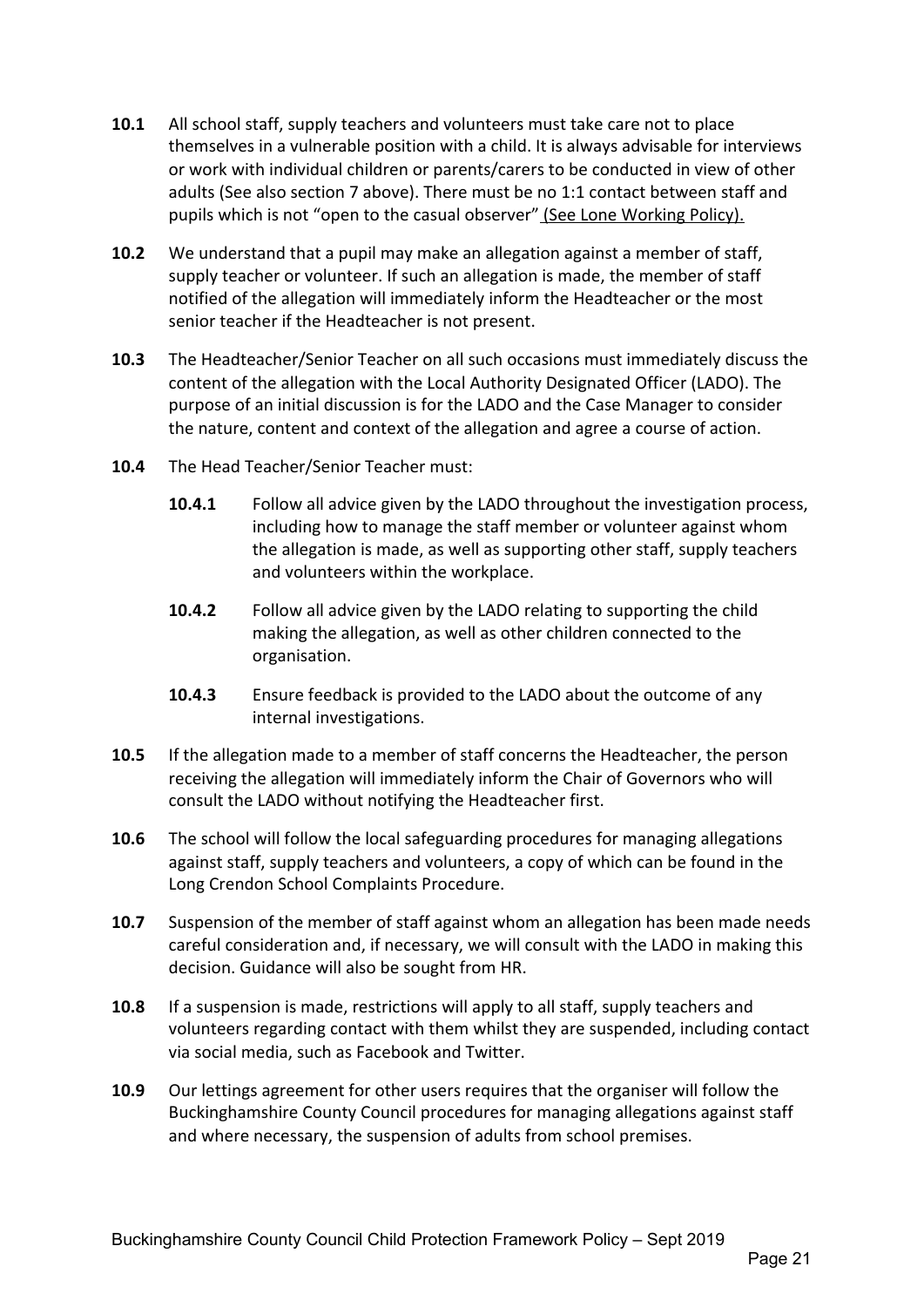**10.1** All school staff, supply teachers and volunteers must take care not to place themselves in a vulnerable position with a child. It is always advisable for interviews or work with individual children or parents/carers to be conducted in view of other adults (See also section 7 above). There must be no 1:1 contact between staff and pupils which is not "open to the casual observer" (See Lone Working Policy).

**10.2** We understand that a pupil may make an allegation against a member of staff, supply teacher or volunteer. If such an allegation is made, the member of staff notified of the allegation will immediately inform the Headteacher or the most senior teacher if the Headteacher is not present.

**10.3** The Headteacher/Senior Teacher on all such occasions must immediately discuss the content of the allegation with the Local Authority Designated Officer (LADO). The purpose of an initial discussion is for the LADO and the Case Manager to consider the nature, content and context of the allegation and agree a course of action.

**10.4** The Head Teacher/Senior Teacher must:

- **10.4.1** Follow all advice given by the LADO throughout the investigation process, including how to manage the staff member or volunteer against whom the allegation is made, as well as supporting other staff, supply teachers and volunteers within the workplace.
- **10.4.2** Follow all advice given by the LADO relating to supporting the child making the allegation, as well as other children connected to the organisation.
- **10.4.3** Ensure feedback is provided to the LADO about the outcome of any internal investigations.

**10.5** If the allegation made to a member of staff concerns the Headteacher, the person receiving the allegation will immediately inform the Chair of Governors who will consult the LADO without notifying the Headteacher first.

**10.6** The school will follow the local safeguarding procedures for managing allegations against staff, supply teachers and volunteers, a copy of which can be found in the Long Crendon School Complaints Procedure.

**10.7** Suspension of the member of staff against whom an allegation has been made needs careful consideration and, if necessary, we will consult with the LADO in making this decision. Guidance will also be sought from HR.

**10.8** If a suspension is made, restrictions will apply to all staff, supply teachers and volunteers regarding contact with them whilst they are suspended, including contact via social media, such as Facebook and Twitter.

**10.9** Our lettings agreement for other users requires that the organiser will follow the Buckinghamshire County Council procedures for managing allegations against staff and where necessary, the suspension of adults from school premises.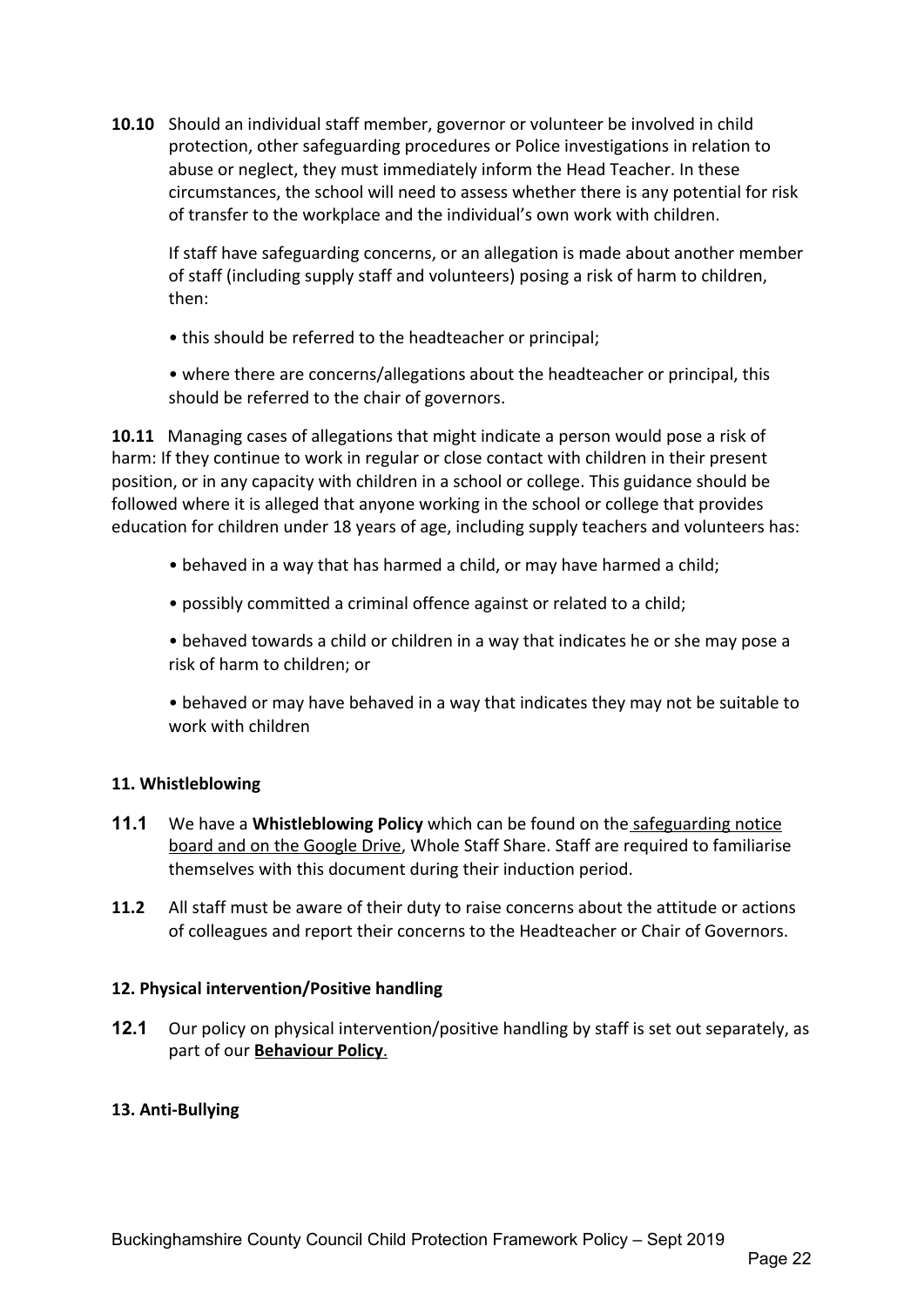**10.10** Should an individual staff member, governor or volunteer be involved in child protection, other safeguarding procedures or Police investigations in relation to abuse or neglect, they must immediately inform the Head Teacher. In these circumstances, the school will need to assess whether there is any potential for risk of transfer to the workplace and the individual's own work with children.

If staff have safeguarding concerns, or an allegation is made about another member of staff (including supply staff and volunteers) posing a risk of harm to children, then:

- this should be referred to the headteacher or principal;
- where there are concerns/allegations about the headteacher or principal, this should be referred to the chair of governors.

**10.11** Managing cases of allegations that might indicate a person would pose a risk of harm: If they continue to work in regular or close contact with children in their present position, or in any capacity with children in a school or college. This guidance should be followed where it is alleged that anyone working in the school or college that provides education for children under 18 years of age, including supply teachers and volunteers has:

- behaved in a way that has harmed a child, or may have harmed a child;
- possibly committed a criminal offence against or related to a child;
- behaved towards a child or children in a way that indicates he or she may pose a risk of harm to children; or
- behaved or may have behaved in a way that indicates they may not be suitable to work with children

**11. Whistleblowing**

**11.1** We have a **Whistleblowing Policy** which can be found on the safeguarding notice board and on the Google Drive, Whole Staff Share. Staff are required to familiarise themselves with this document during their induction period.

**11.2** All staff must be aware of their duty to raise concerns about the attitude or actions of colleagues and report their concerns to the Headteacher or Chair of Governors.

**12. Physical intervention/Positive handling**

**12.1** Our policy on physical intervention/positive handling by staff is set out separately, as part of our **Behaviour Policy**.

**13. Anti-Bullying**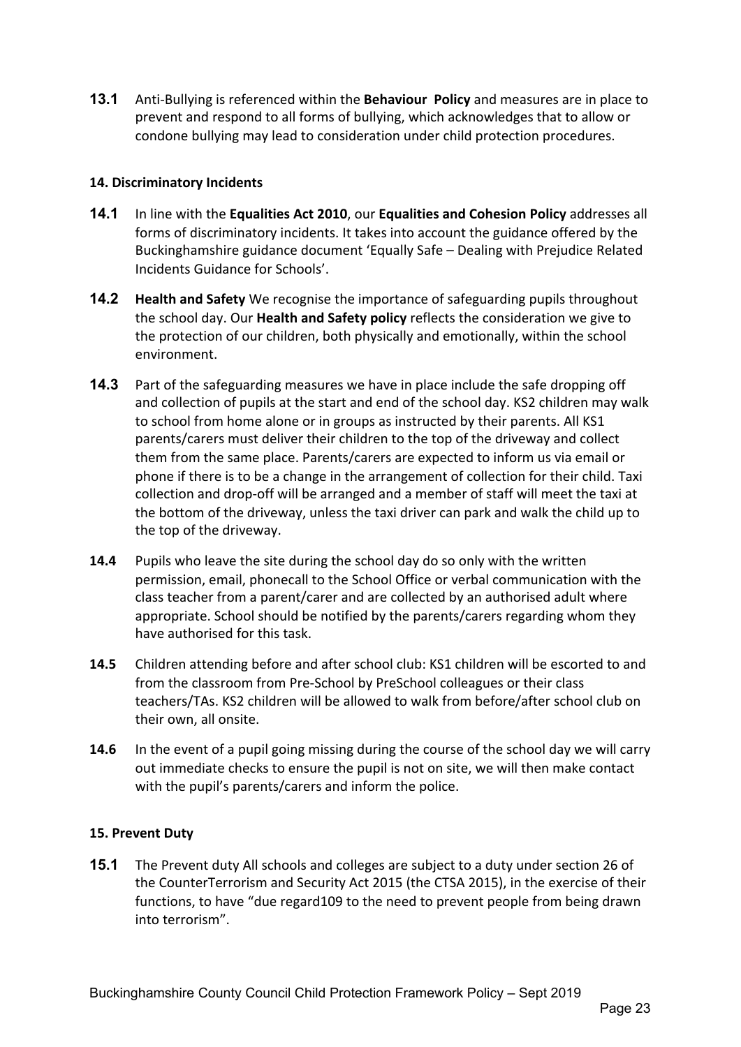**13.1** Anti-Bullying is referenced within the **Behaviour Policy** and measures are in place to prevent and respond to all forms of bullying, which acknowledges that to allow or condone bullying may lead to consideration under child protection procedures.

### 14. Discriminatory Incidents

**14.1** In line with the **Equalities Act 2010**, our **Equalities and Cohesion Policy** addresses all forms of discriminatory incidents. It takes into account the guidance offered by the Buckinghamshire guidance document 'Equally Safe – Dealing with Prejudice Related Incidents Guidance for Schools'.

**14.2** **Health and Safety** We recognise the importance of safeguarding pupils throughout the school day. Our **Health and Safety policy** reflects the consideration we give to the protection of our children, both physically and emotionally, within the school environment.

**14.3** Part of the safeguarding measures we have in place include the safe dropping off and collection of pupils at the start and end of the school day. KS2 children may walk to school from home alone or in groups as instructed by their parents. All KS1 parents/carers must deliver their children to the top of the driveway and collect them from the same place. Parents/carers are expected to inform us via email or phone if there is to be a change in the arrangement of collection for their child. Taxi collection and drop-off will be arranged and a member of staff will meet the taxi at the bottom of the driveway, unless the taxi driver can park and walk the child up to the top of the driveway.

**14.4** Pupils who leave the site during the school day do so only with the written permission, email, phonecall to the School Office or verbal communication with the class teacher from a parent/carer and are collected by an authorised adult where appropriate. School should be notified by the parents/carers regarding whom they have authorised for this task.

**14.5** Children attending before and after school club: KS1 children will be escorted to and from the classroom from Pre-School by PreSchool colleagues or their class teachers/TAs. KS2 children will be allowed to walk from before/after school club on their own, all onsite.

**14.6** In the event of a pupil going missing during the course of the school day we will carry out immediate checks to ensure the pupil is not on site, we will then make contact with the pupil's parents/carers and inform the police.

### 15. Prevent Duty

**15.1** The Prevent duty All schools and colleges are subject to a duty under section 26 of the CounterTerrorism and Security Act 2015 (the CTSA 2015), in the exercise of their functions, to have "due regard109 to the need to prevent people from being drawn into terrorism".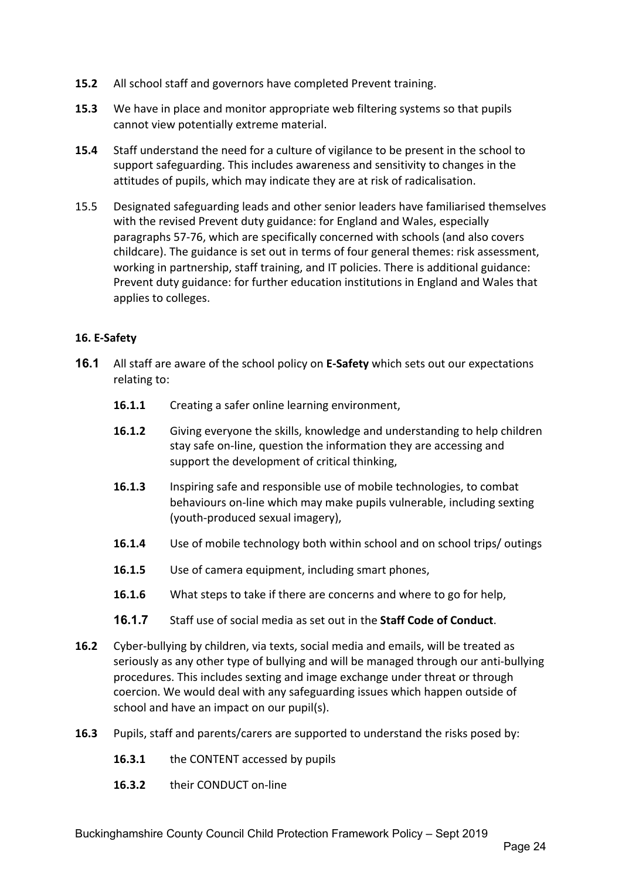**15.2** All school staff and governors have completed Prevent training.

**15.3** We have in place and monitor appropriate web filtering systems so that pupils cannot view potentially extreme material.

**15.4** Staff understand the need for a culture of vigilance to be present in the school to support safeguarding. This includes awareness and sensitivity to changes in the attitudes of pupils, which may indicate they are at risk of radicalisation.

15.5 Designated safeguarding leads and other senior leaders have familiarised themselves with the revised Prevent duty guidance: for England and Wales, especially paragraphs 57-76, which are specifically concerned with schools (and also covers childcare). The guidance is set out in terms of four general themes: risk assessment, working in partnership, staff training, and IT policies. There is additional guidance: Prevent duty guidance: for further education institutions in England and Wales that applies to colleges.

**16. E-Safety**

**16.1** All staff are aware of the school policy on **E-Safety** which sets out our expectations relating to:

- **16.1.1** Creating a safer online learning environment,
- **16.1.2** Giving everyone the skills, knowledge and understanding to help children stay safe on-line, question the information they are accessing and support the development of critical thinking,
- **16.1.3** Inspiring safe and responsible use of mobile technologies, to combat behaviours on-line which may make pupils vulnerable, including sexting (youth-produced sexual imagery),
- **16.1.4** Use of mobile technology both within school and on school trips/ outings
- **16.1.5** Use of camera equipment, including smart phones,
- **16.1.6** What steps to take if there are concerns and where to go for help,
- **16.1.7** Staff use of social media as set out in the **Staff Code of Conduct**.

**16.2** Cyber-bullying by children, via texts, social media and emails, will be treated as seriously as any other type of bullying and will be managed through our anti-bullying procedures. This includes sexting and image exchange under threat or through coercion. We would deal with any safeguarding issues which happen outside of school and have an impact on our pupil(s).

**16.3** Pupils, staff and parents/carers are supported to understand the risks posed by:

- **16.3.1** the CONTENT accessed by pupils
- **16.3.2** their CONDUCT on-line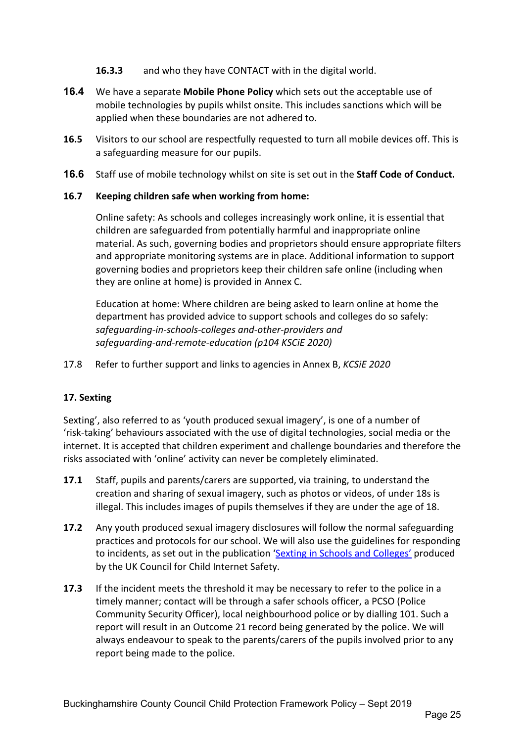**16.3.3** and who they have CONTACT with in the digital world.

**16.4** We have a separate **Mobile Phone Policy** which sets out the acceptable use of mobile technologies by pupils whilst onsite. This includes sanctions which will be applied when these boundaries are not adhered to.

**16.5** Visitors to our school are respectfully requested to turn all mobile devices off. This is a safeguarding measure for our pupils.

**16.6** Staff use of mobile technology whilst on site is set out in the **Staff Code of Conduct.**

**16.7 Keeping children safe when working from home:**

Online safety: As schools and colleges increasingly work online, it is essential that children are safeguarded from potentially harmful and inappropriate online material. As such, governing bodies and proprietors should ensure appropriate filters and appropriate monitoring systems are in place. Additional information to support governing bodies and proprietors keep their children safe online (including when they are online at home) is provided in Annex C.

Education at home: Where children are being asked to learn online at home the department has provided advice to support schools and colleges do so safely: *safeguarding-in-schools-colleges and-other-providers and safeguarding-and-remote-education (p104 KSCiE 2020)*

17.8 Refer to further support and links to agencies in Annex B, *KCSiE 2020*

**17. Sexting**

Sexting', also referred to as 'youth produced sexual imagery', is one of a number of 'risk-taking' behaviours associated with the use of digital technologies, social media or the internet. It is accepted that children experiment and challenge boundaries and therefore the risks associated with 'online' activity can never be completely eliminated.

**17.1** Staff, pupils and parents/carers are supported, via training, to understand the creation and sharing of sexual imagery, such as photos or videos, of under 18s is illegal. This includes images of pupils themselves if they are under the age of 18.

**17.2** Any youth produced sexual imagery disclosures will follow the normal safeguarding practices and protocols for our school. We will also use the guidelines for responding to incidents, as set out in the publication 'Sexting in Schools and Colleges' produced by the UK Council for Child Internet Safety.

**17.3** If the incident meets the threshold it may be necessary to refer to the police in a timely manner; contact will be through a safer schools officer, a PCSO (Police Community Security Officer), local neighbourhood police or by dialling 101. Such a report will result in an Outcome 21 record being generated by the police. We will always endeavour to speak to the parents/carers of the pupils involved prior to any report being made to the police.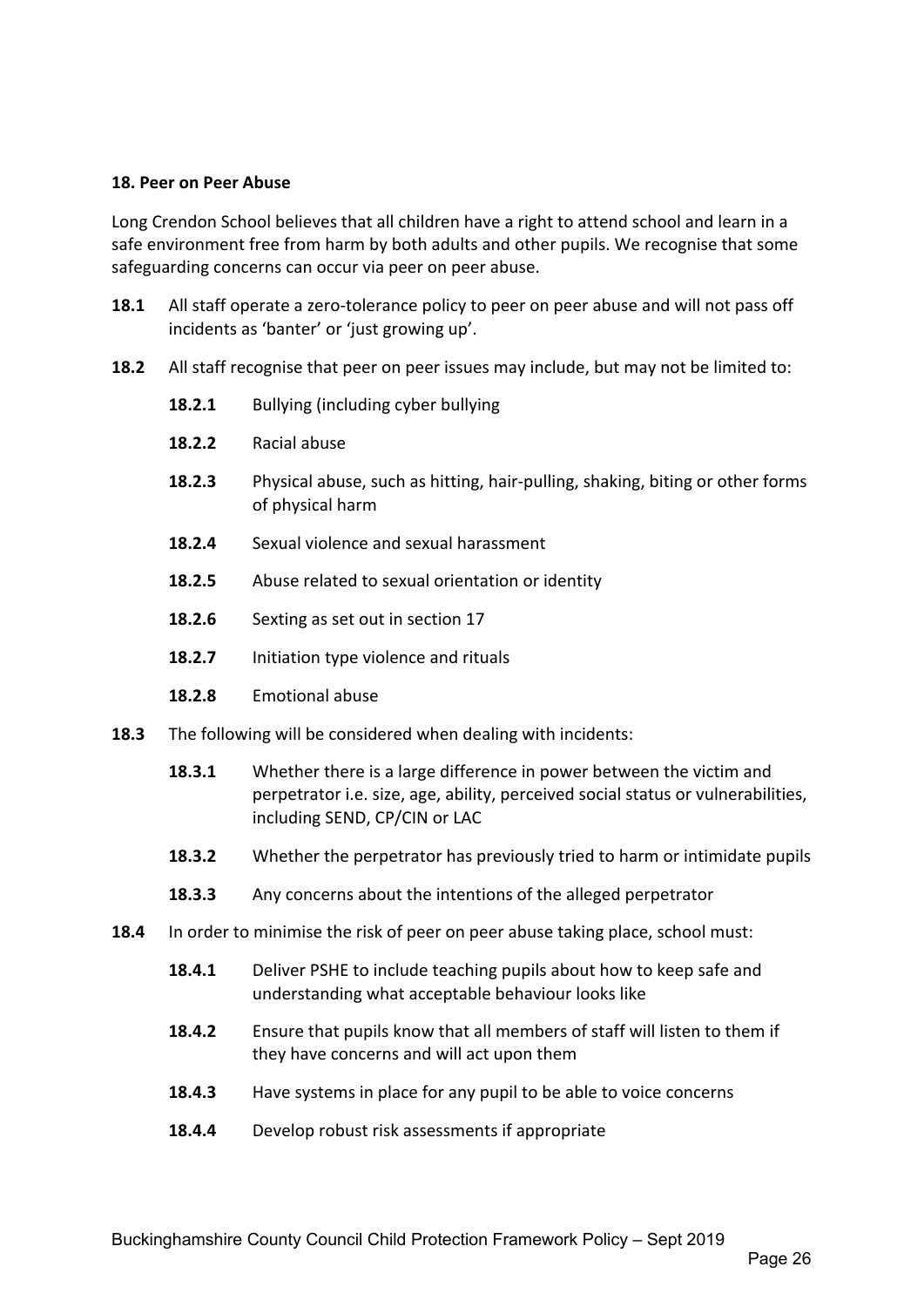**18. Peer on Peer Abuse**

Long Crendon School believes that all children have a right to attend school and learn in a safe environment free from harm by both adults and other pupils. We recognise that some safeguarding concerns can occur via peer on peer abuse.

**18.1** All staff operate a zero-tolerance policy to peer on peer abuse and will not pass off incidents as 'banter' or 'just growing up'.

**18.2** All staff recognise that peer on peer issues may include, but may not be limited to:

- **18.2.1** Bullying (including cyber bullying
- **18.2.2** Racial abuse
- **18.2.3** Physical abuse, such as hitting, hair-pulling, shaking, biting or other forms of physical harm
- **18.2.4** Sexual violence and sexual harassment
- **18.2.5** Abuse related to sexual orientation or identity
- **18.2.6** Sexting as set out in section 17
- **18.2.7** Initiation type violence and rituals
- **18.2.8** Emotional abuse

**18.3** The following will be considered when dealing with incidents:

- **18.3.1** Whether there is a large difference in power between the victim and perpetrator i.e. size, age, ability, perceived social status or vulnerabilities, including SEND, CP/CIN or LAC
- **18.3.2** Whether the perpetrator has previously tried to harm or intimidate pupils
- **18.3.3** Any concerns about the intentions of the alleged perpetrator

**18.4** In order to minimise the risk of peer on peer abuse taking place, school must:

- **18.4.1** Deliver PSHE to include teaching pupils about how to keep safe and understanding what acceptable behaviour looks like
- **18.4.2** Ensure that pupils know that all members of staff will listen to them if they have concerns and will act upon them
- **18.4.3** Have systems in place for any pupil to be able to voice concerns
- **18.4.4** Develop robust risk assessments if appropriate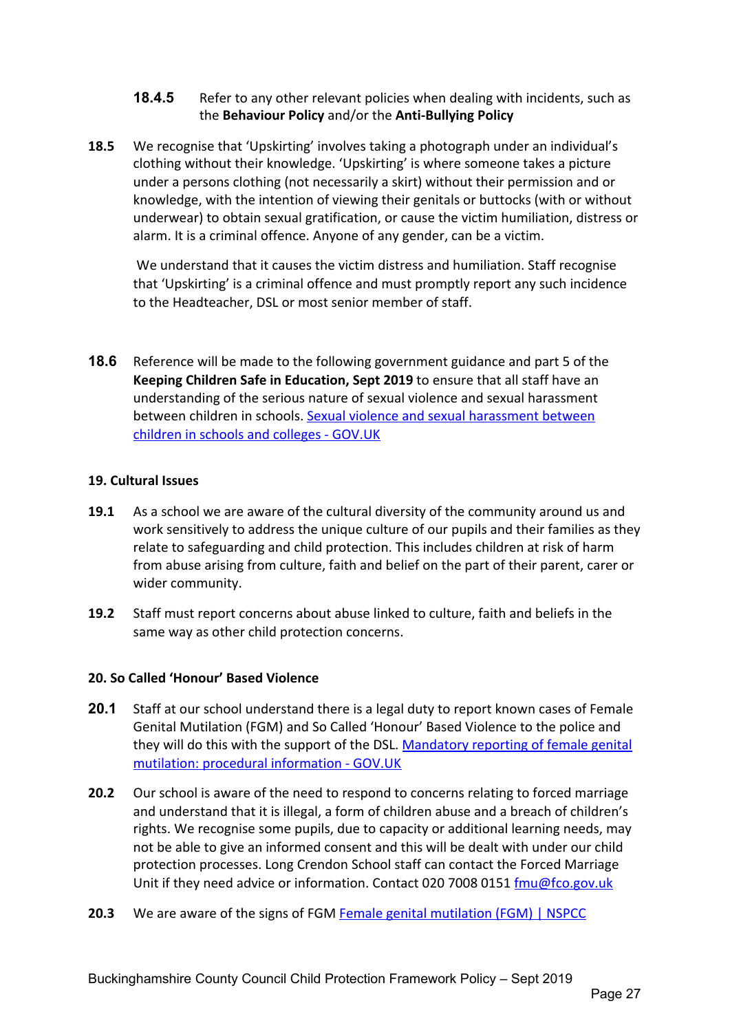**18.4.5** Refer to any other relevant policies when dealing with incidents, such as the **Behaviour Policy** and/or the **Anti-Bullying Policy**

**18.5** We recognise that 'Upskirting' involves taking a photograph under an individual's clothing without their knowledge. 'Upskirting' is where someone takes a picture under a persons clothing (not necessarily a skirt) without their permission and or knowledge, with the intention of viewing their genitals or buttocks (with or without underwear) to obtain sexual gratification, or cause the victim humiliation, distress or alarm. It is a criminal offence. Anyone of any gender, can be a victim.

We understand that it causes the victim distress and humiliation. Staff recognise that 'Upskirting' is a criminal offence and must promptly report any such incidence to the Headteacher, DSL or most senior member of staff.

**18.6** Reference will be made to the following government guidance and part 5 of the **Keeping Children Safe in Education, Sept 2019** to ensure that all staff have an understanding of the serious nature of sexual violence and sexual harassment between children in schools. [Sexual violence and sexual harassment between children in schools and colleges - GOV.UK]

**19. Cultural Issues**

**19.1** As a school we are aware of the cultural diversity of the community around us and work sensitively to address the unique culture of our pupils and their families as they relate to safeguarding and child protection. This includes children at risk of harm from abuse arising from culture, faith and belief on the part of their parent, carer or wider community.

**19.2** Staff must report concerns about abuse linked to culture, faith and beliefs in the same way as other child protection concerns.

**20. So Called 'Honour' Based Violence**

**20.1** Staff at our school understand there is a legal duty to report known cases of Female Genital Mutilation (FGM) and So Called 'Honour' Based Violence to the police and they will do this with the support of the DSL. [Mandatory reporting of female genital mutilation: procedural information - GOV.UK]

**20.2** Our school is aware of the need to respond to concerns relating to forced marriage and understand that it is illegal, a form of children abuse and a breach of children's rights. We recognise some pupils, due to capacity or additional learning needs, may not be able to give an informed consent and this will be dealt with under our child protection processes. Long Crendon School staff can contact the Forced Marriage Unit if they need advice or information. Contact 020 7008 0151 fmu@fco.gov.uk

**20.3** We are aware of the signs of FGM [Female genital mutilation (FGM) | NSPCC]

Buckinghamshire County Council Child Protection Framework Policy – Sept 2019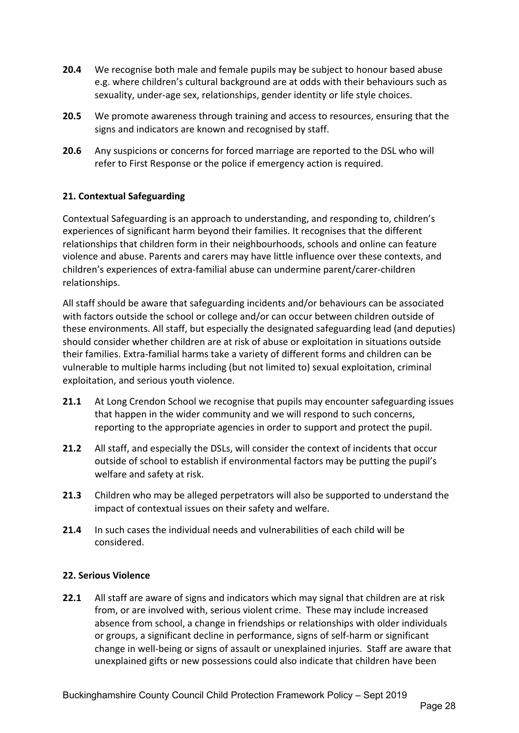**20.4** We recognise both male and female pupils may be subject to honour based abuse e.g. where children's cultural background are at odds with their behaviours such as sexuality, under-age sex, relationships, gender identity or life style choices.

**20.5** We promote awareness through training and access to resources, ensuring that the signs and indicators are known and recognised by staff.

**20.6** Any suspicions or concerns for forced marriage are reported to the DSL who will refer to First Response or the police if emergency action is required.

### 21. Contextual Safeguarding

Contextual Safeguarding is an approach to understanding, and responding to, children's experiences of significant harm beyond their families. It recognises that the different relationships that children form in their neighbourhoods, schools and online can feature violence and abuse. Parents and carers may have little influence over these contexts, and children's experiences of extra-familial abuse can undermine parent/carer-children relationships.

All staff should be aware that safeguarding incidents and/or behaviours can be associated with factors outside the school or college and/or can occur between children outside of these environments. All staff, but especially the designated safeguarding lead (and deputies) should consider whether children are at risk of abuse or exploitation in situations outside their families. Extra-familial harms take a variety of different forms and children can be vulnerable to multiple harms including (but not limited to) sexual exploitation, criminal exploitation, and serious youth violence.

**21.1** At Long Crendon School we recognise that pupils may encounter safeguarding issues that happen in the wider community and we will respond to such concerns, reporting to the appropriate agencies in order to support and protect the pupil.

**21.2** All staff, and especially the DSLs, will consider the context of incidents that occur outside of school to establish if environmental factors may be putting the pupil's welfare and safety at risk.

**21.3** Children who may be alleged perpetrators will also be supported to understand the impact of contextual issues on their safety and welfare.

**21.4** In such cases the individual needs and vulnerabilities of each child will be considered.

### 22. Serious Violence

**22.1** All staff are aware of signs and indicators which may signal that children are at risk from, or are involved with, serious violent crime. These may include increased absence from school, a change in friendships or relationships with older individuals or groups, a significant decline in performance, signs of self-harm or significant change in well-being or signs of assault or unexplained injuries. Staff are aware that unexplained gifts or new possessions could also indicate that children have been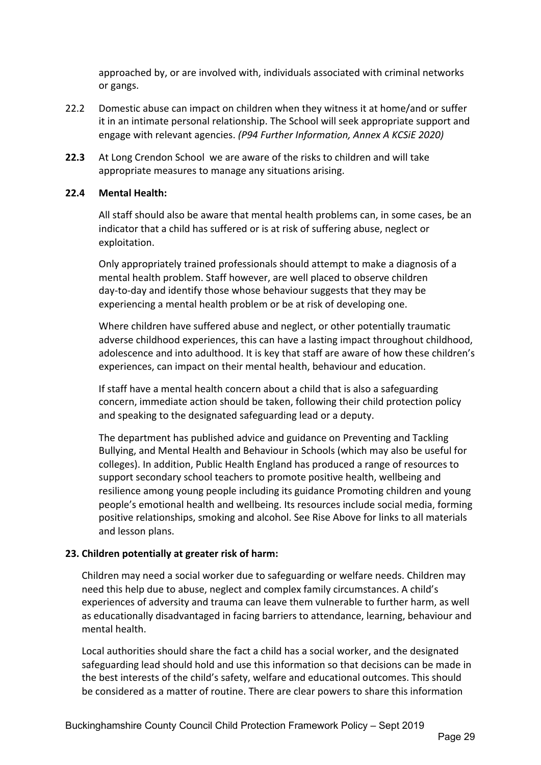approached by, or are involved with, individuals associated with criminal networks or gangs.

22.2 Domestic abuse can impact on children when they witness it at home/and or suffer it in an intimate personal relationship. The School will seek appropriate support and engage with relevant agencies. *(P94 Further Information, Annex A KCSiE 2020)*

**22.3** At Long Crendon School we are aware of the risks to children and will take appropriate measures to manage any situations arising.

**22.4 Mental Health:**

All staff should also be aware that mental health problems can, in some cases, be an indicator that a child has suffered or is at risk of suffering abuse, neglect or exploitation.

Only appropriately trained professionals should attempt to make a diagnosis of a mental health problem. Staff however, are well placed to observe children day-to-day and identify those whose behaviour suggests that they may be experiencing a mental health problem or be at risk of developing one.

Where children have suffered abuse and neglect, or other potentially traumatic adverse childhood experiences, this can have a lasting impact throughout childhood, adolescence and into adulthood. It is key that staff are aware of how these children's experiences, can impact on their mental health, behaviour and education.

If staff have a mental health concern about a child that is also a safeguarding concern, immediate action should be taken, following their child protection policy and speaking to the designated safeguarding lead or a deputy.

The department has published advice and guidance on Preventing and Tackling Bullying, and Mental Health and Behaviour in Schools (which may also be useful for colleges). In addition, Public Health England has produced a range of resources to support secondary school teachers to promote positive health, wellbeing and resilience among young people including its guidance Promoting children and young people's emotional health and wellbeing. Its resources include social media, forming positive relationships, smoking and alcohol. See Rise Above for links to all materials and lesson plans.

**23. Children potentially at greater risk of harm:**

Children may need a social worker due to safeguarding or welfare needs. Children may need this help due to abuse, neglect and complex family circumstances. A child's experiences of adversity and trauma can leave them vulnerable to further harm, as well as educationally disadvantaged in facing barriers to attendance, learning, behaviour and mental health.

Local authorities should share the fact a child has a social worker, and the designated safeguarding lead should hold and use this information so that decisions can be made in the best interests of the child's safety, welfare and educational outcomes. This should be considered as a matter of routine. There are clear powers to share this information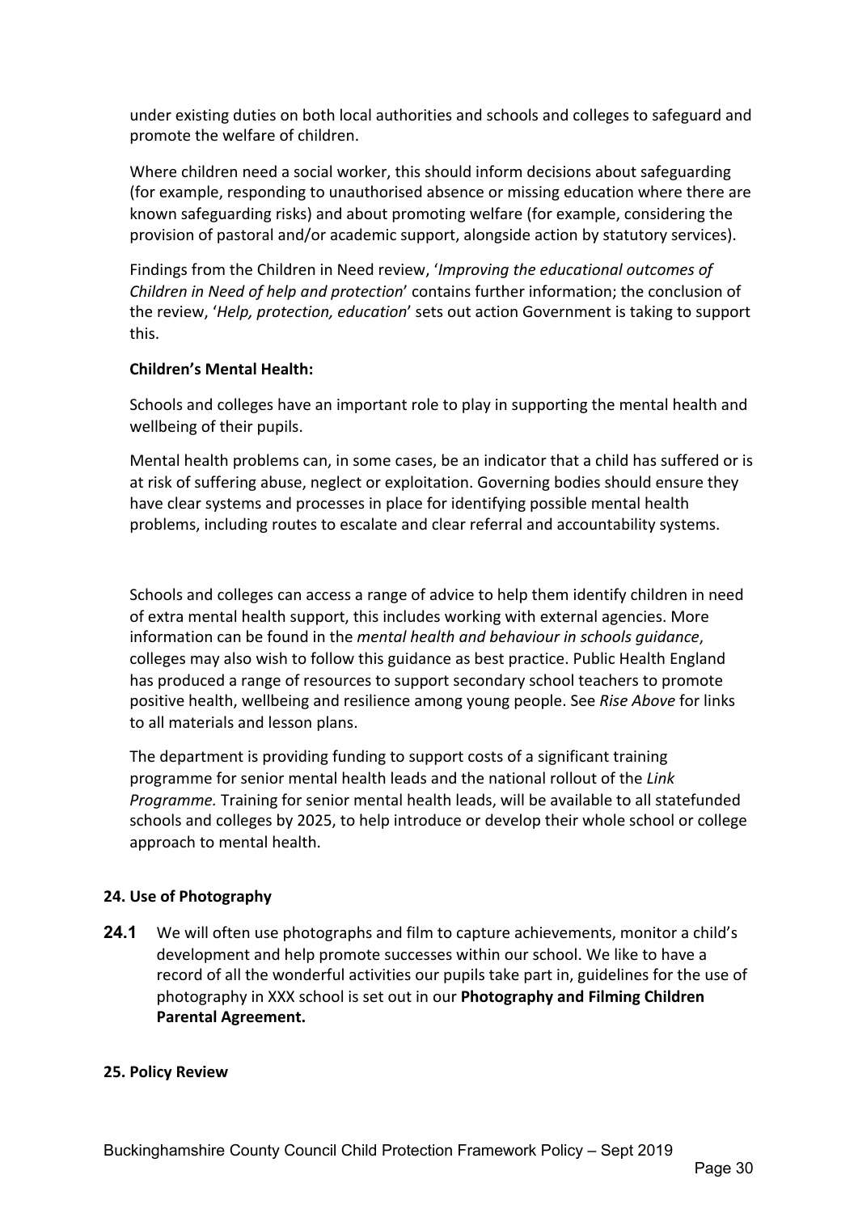under existing duties on both local authorities and schools and colleges to safeguard and promote the welfare of children.

Where children need a social worker, this should inform decisions about safeguarding (for example, responding to unauthorised absence or missing education where there are known safeguarding risks) and about promoting welfare (for example, considering the provision of pastoral and/or academic support, alongside action by statutory services).

Findings from the Children in Need review, '*Improving the educational outcomes of Children in Need of help and protection*' contains further information; the conclusion of the review, '*Help, protection, education*' sets out action Government is taking to support this.

**Children's Mental Health:**

Schools and colleges have an important role to play in supporting the mental health and wellbeing of their pupils.

Mental health problems can, in some cases, be an indicator that a child has suffered or is at risk of suffering abuse, neglect or exploitation. Governing bodies should ensure they have clear systems and processes in place for identifying possible mental health problems, including routes to escalate and clear referral and accountability systems.

Schools and colleges can access a range of advice to help them identify children in need of extra mental health support, this includes working with external agencies. More information can be found in the *mental health and behaviour in schools guidance*, colleges may also wish to follow this guidance as best practice. Public Health England has produced a range of resources to support secondary school teachers to promote positive health, wellbeing and resilience among young people. See *Rise Above* for links to all materials and lesson plans.

The department is providing funding to support costs of a significant training programme for senior mental health leads and the national rollout of the *Link Programme.* Training for senior mental health leads, will be available to all statefunded schools and colleges by 2025, to help introduce or develop their whole school or college approach to mental health.

## 24. Use of Photography

**24.1** We will often use photographs and film to capture achievements, monitor a child's development and help promote successes within our school. We like to have a record of all the wonderful activities our pupils take part in, guidelines for the use of photography in XXX school is set out in our **Photography and Filming Children Parental Agreement.**

## 25. Policy Review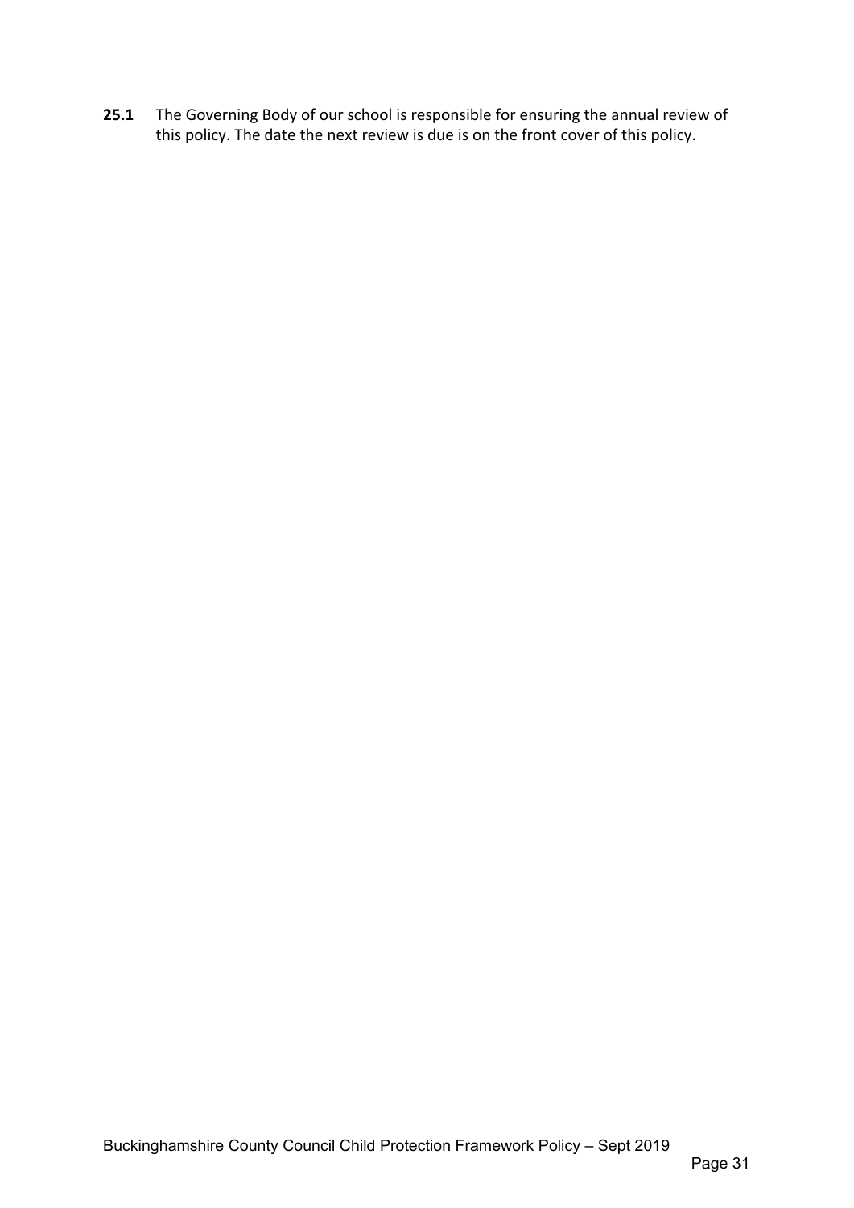**25.1** The Governing Body of our school is responsible for ensuring the annual review of this policy. The date the next review is due is on the front cover of this policy.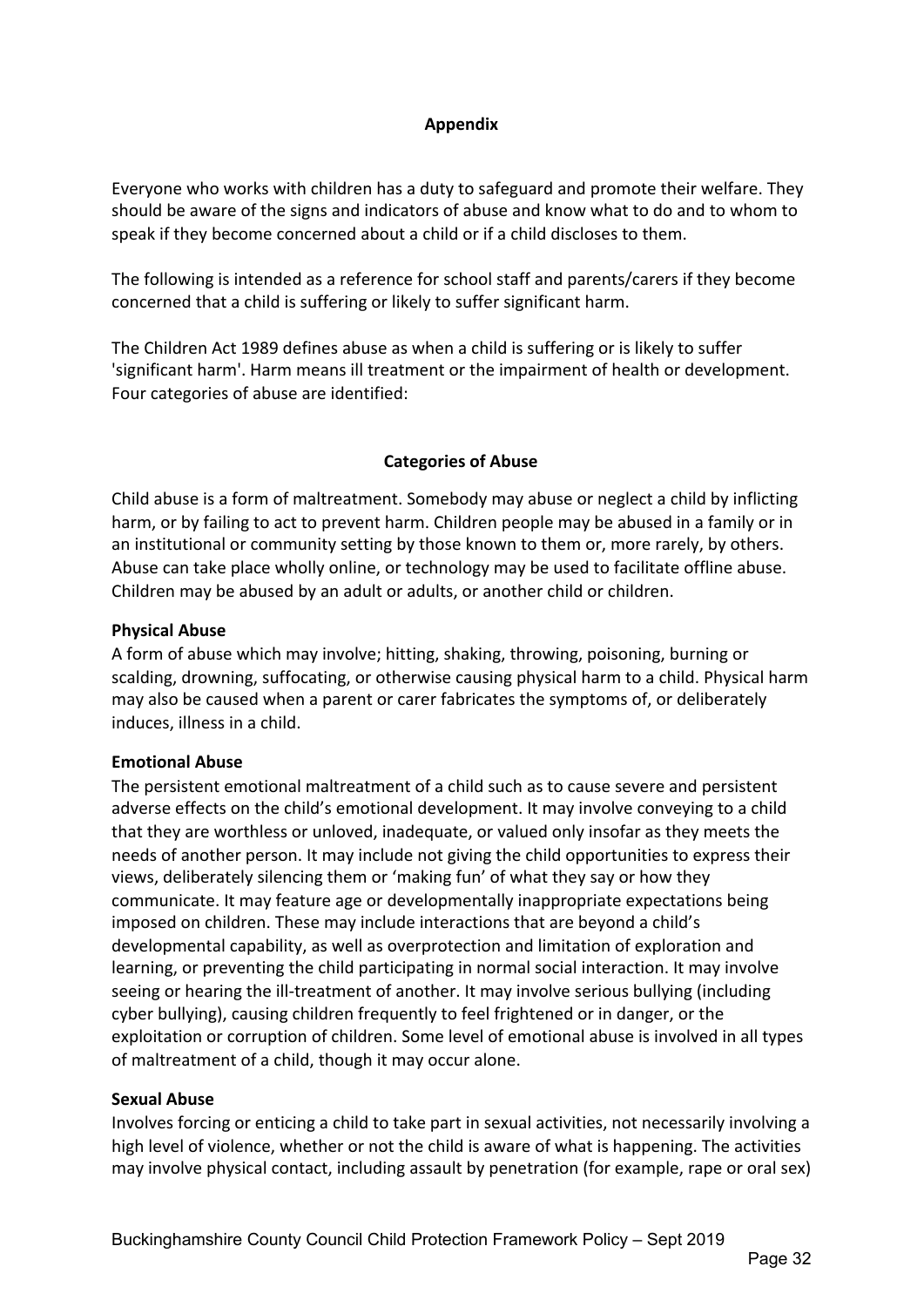## Appendix

Everyone who works with children has a duty to safeguard and promote their welfare. They should be aware of the signs and indicators of abuse and know what to do and to whom to speak if they become concerned about a child or if a child discloses to them.

The following is intended as a reference for school staff and parents/carers if they become concerned that a child is suffering or likely to suffer significant harm.

The Children Act 1989 defines abuse as when a child is suffering or is likely to suffer 'significant harm'. Harm means ill treatment or the impairment of health or development. Four categories of abuse are identified:

### Categories of Abuse

Child abuse is a form of maltreatment. Somebody may abuse or neglect a child by inflicting harm, or by failing to act to prevent harm. Children people may be abused in a family or in an institutional or community setting by those known to them or, more rarely, by others. Abuse can take place wholly online, or technology may be used to facilitate offline abuse. Children may be abused by an adult or adults, or another child or children.

**Physical Abuse**
A form of abuse which may involve; hitting, shaking, throwing, poisoning, burning or scalding, drowning, suffocating, or otherwise causing physical harm to a child. Physical harm may also be caused when a parent or carer fabricates the symptoms of, or deliberately induces, illness in a child.

**Emotional Abuse**
The persistent emotional maltreatment of a child such as to cause severe and persistent adverse effects on the child's emotional development. It may involve conveying to a child that they are worthless or unloved, inadequate, or valued only insofar as they meets the needs of another person. It may include not giving the child opportunities to express their views, deliberately silencing them or 'making fun' of what they say or how they communicate. It may feature age or developmentally inappropriate expectations being imposed on children. These may include interactions that are beyond a child's developmental capability, as well as overprotection and limitation of exploration and learning, or preventing the child participating in normal social interaction. It may involve seeing or hearing the ill-treatment of another. It may involve serious bullying (including cyber bullying), causing children frequently to feel frightened or in danger, or the exploitation or corruption of children. Some level of emotional abuse is involved in all types of maltreatment of a child, though it may occur alone.

**Sexual Abuse**
Involves forcing or enticing a child to take part in sexual activities, not necessarily involving a high level of violence, whether or not the child is aware of what is happening. The activities may involve physical contact, including assault by penetration (for example, rape or oral sex)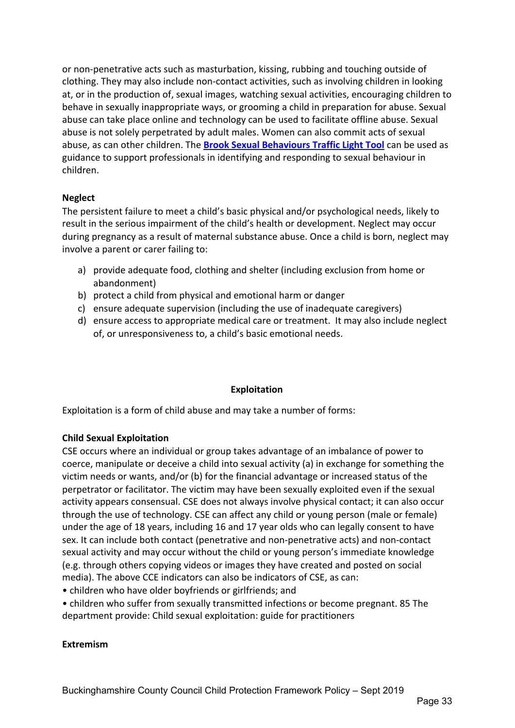or non-penetrative acts such as masturbation, kissing, rubbing and touching outside of clothing. They may also include non-contact activities, such as involving children in looking at, or in the production of, sexual images, watching sexual activities, encouraging children to behave in sexually inappropriate ways, or grooming a child in preparation for abuse. Sexual abuse can take place online and technology can be used to facilitate offline abuse. Sexual abuse is not solely perpetrated by adult males. Women can also commit acts of sexual abuse, as can other children. The **Brook Sexual Behaviours Traffic Light Tool** can be used as guidance to support professionals in identifying and responding to sexual behaviour in children.

**Neglect**

The persistent failure to meet a child's basic physical and/or psychological needs, likely to result in the serious impairment of the child's health or development. Neglect may occur during pregnancy as a result of maternal substance abuse. Once a child is born, neglect may involve a parent or carer failing to:

a) provide adequate food, clothing and shelter (including exclusion from home or abandonment)
b) protect a child from physical and emotional harm or danger
c) ensure adequate supervision (including the use of inadequate caregivers)
d) ensure access to appropriate medical care or treatment. It may also include neglect of, or unresponsiveness to, a child's basic emotional needs.

## Exploitation

Exploitation is a form of child abuse and may take a number of forms:

**Child Sexual Exploitation**

CSE occurs where an individual or group takes advantage of an imbalance of power to coerce, manipulate or deceive a child into sexual activity (a) in exchange for something the victim needs or wants, and/or (b) for the financial advantage or increased status of the perpetrator or facilitator. The victim may have been sexually exploited even if the sexual activity appears consensual. CSE does not always involve physical contact; it can also occur through the use of technology. CSE can affect any child or young person (male or female) under the age of 18 years, including 16 and 17 year olds who can legally consent to have sex. It can include both contact (penetrative and non-penetrative acts) and non-contact sexual activity and may occur without the child or young person's immediate knowledge (e.g. through others copying videos or images they have created and posted on social media). The above CCE indicators can also be indicators of CSE, as can:

• children who have older boyfriends or girlfriends; and
• children who suffer from sexually transmitted infections or become pregnant. 85 The department provide: Child sexual exploitation: guide for practitioners

**Extremism**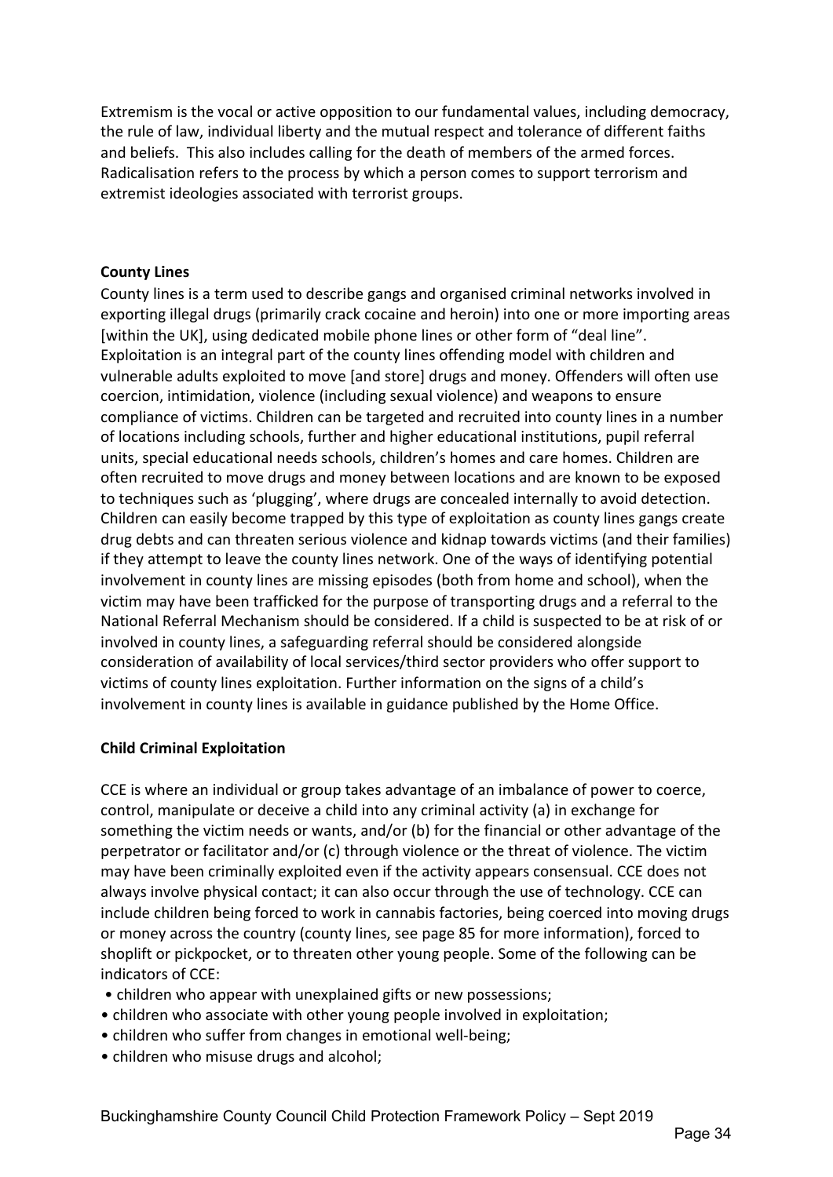Extremism is the vocal or active opposition to our fundamental values, including democracy, the rule of law, individual liberty and the mutual respect and tolerance of different faiths and beliefs. This also includes calling for the death of members of the armed forces. Radicalisation refers to the process by which a person comes to support terrorism and extremist ideologies associated with terrorist groups.

**County Lines**

County lines is a term used to describe gangs and organised criminal networks involved in exporting illegal drugs (primarily crack cocaine and heroin) into one or more importing areas [within the UK], using dedicated mobile phone lines or other form of "deal line". Exploitation is an integral part of the county lines offending model with children and vulnerable adults exploited to move [and store] drugs and money. Offenders will often use coercion, intimidation, violence (including sexual violence) and weapons to ensure compliance of victims. Children can be targeted and recruited into county lines in a number of locations including schools, further and higher educational institutions, pupil referral units, special educational needs schools, children's homes and care homes. Children are often recruited to move drugs and money between locations and are known to be exposed to techniques such as 'plugging', where drugs are concealed internally to avoid detection. Children can easily become trapped by this type of exploitation as county lines gangs create drug debts and can threaten serious violence and kidnap towards victims (and their families) if they attempt to leave the county lines network. One of the ways of identifying potential involvement in county lines are missing episodes (both from home and school), when the victim may have been trafficked for the purpose of transporting drugs and a referral to the National Referral Mechanism should be considered. If a child is suspected to be at risk of or involved in county lines, a safeguarding referral should be considered alongside consideration of availability of local services/third sector providers who offer support to victims of county lines exploitation. Further information on the signs of a child's involvement in county lines is available in guidance published by the Home Office.

**Child Criminal Exploitation**

CCE is where an individual or group takes advantage of an imbalance of power to coerce, control, manipulate or deceive a child into any criminal activity (a) in exchange for something the victim needs or wants, and/or (b) for the financial or other advantage of the perpetrator or facilitator and/or (c) through violence or the threat of violence. The victim may have been criminally exploited even if the activity appears consensual. CCE does not always involve physical contact; it can also occur through the use of technology. CCE can include children being forced to work in cannabis factories, being coerced into moving drugs or money across the country (county lines, see page 85 for more information), forced to shoplift or pickpocket, or to threaten other young people. Some of the following can be indicators of CCE:

- children who appear with unexplained gifts or new possessions;
- children who associate with other young people involved in exploitation;
- children who suffer from changes in emotional well-being;
- children who misuse drugs and alcohol;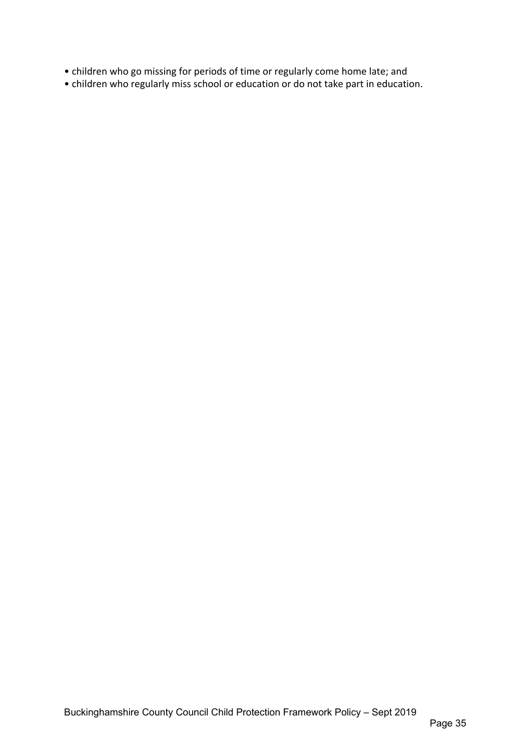- children who go missing for periods of time or regularly come home late; and
- children who regularly miss school or education or do not take part in education.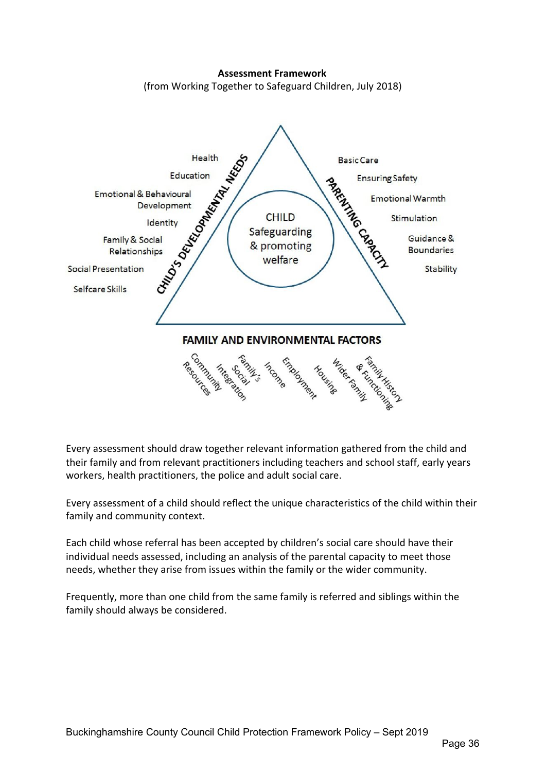**Assessment Framework**
(from Working Together to Safeguard Children, July 2018)

CHILD
Safeguarding
& promoting
welfare

CHILD'S DEVELOPMENTAL NEEDS

Health
Education
Emotional & Behavioural Development
Identity
Family & Social Relationships
Social Presentation
Selfcare Skills

PARENTING CAPACITY

Basic Care
Ensuring Safety
Emotional Warmth
Stimulation
Guidance & Boundaries
Stability

FAMILY AND ENVIRONMENTAL FACTORS

Community Resources
Family's Social Integration
Income
Employment
Housing
Wider Family
Family History & Functioning

Every assessment should draw together relevant information gathered from the child and their family and from relevant practitioners including teachers and school staff, early years workers, health practitioners, the police and adult social care.

Every assessment of a child should reflect the unique characteristics of the child within their family and community context.

Each child whose referral has been accepted by children's social care should have their individual needs assessed, including an analysis of the parental capacity to meet those needs, whether they arise from issues within the family or the wider community.

Frequently, more than one child from the same family is referred and siblings within the family should always be considered.